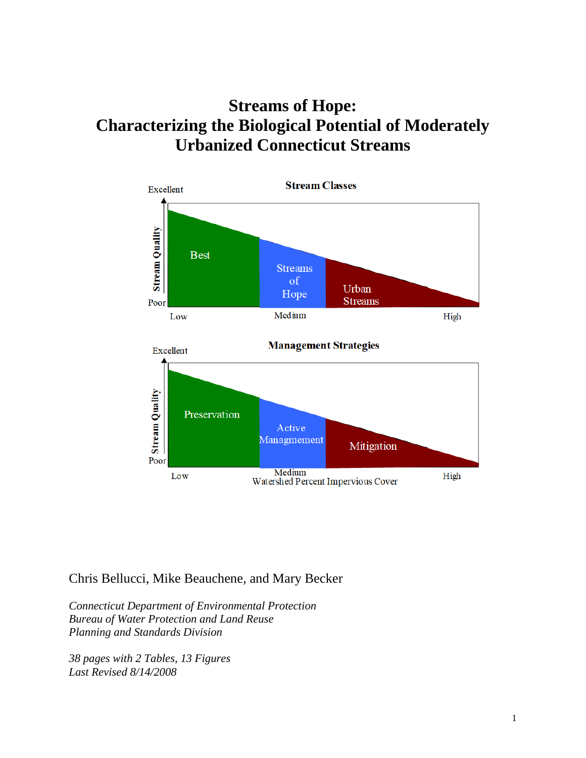# Streams of Hope: Characterizing the Biological Potential of Moderately Urbanized Connecticut Streams

**Stream Classes**

Excellent

Stream Quality

Poor

Best | Streams of Hope | Urban Streams

Low | Medium | High

**Management Strategies**

Excellent

Stream Quality

Poor

Preservation | Active Managmement | Mitigation

Low | Medium | High

Watershed Percent Impervious Cover

Chris Bellucci, Mike Beauchene, and Mary Becker

*Connecticut Department of Environmental Protection*
*Bureau of Water Protection and Land Reuse*
*Planning and Standards Division*

*38 pages with 2 Tables, 13 Figures*
*Last Revised 8/14/2008*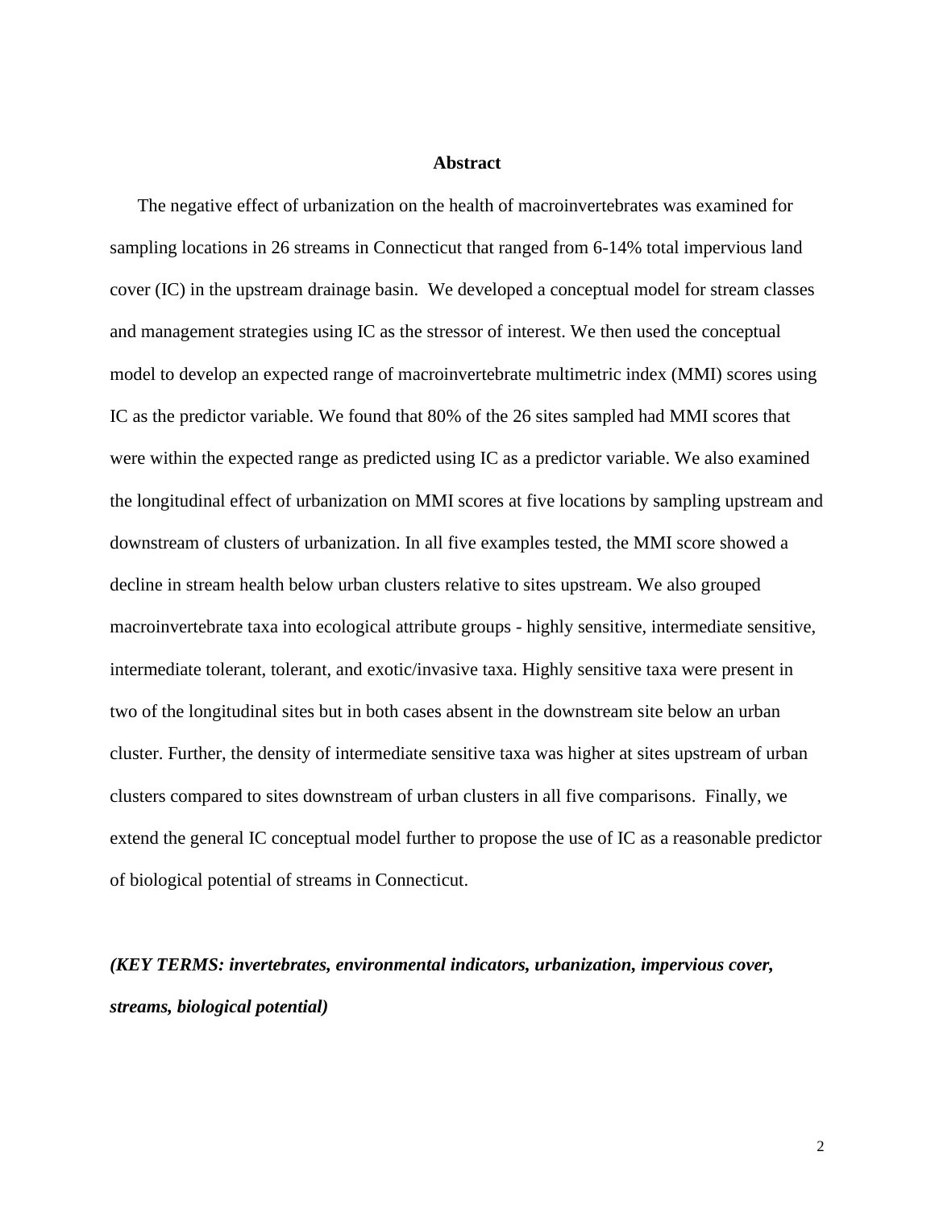## Abstract

The negative effect of urbanization on the health of macroinvertebrates was examined for sampling locations in 26 streams in Connecticut that ranged from 6-14% total impervious land cover (IC) in the upstream drainage basin. We developed a conceptual model for stream classes and management strategies using IC as the stressor of interest. We then used the conceptual model to develop an expected range of macroinvertebrate multimetric index (MMI) scores using IC as the predictor variable. We found that 80% of the 26 sites sampled had MMI scores that were within the expected range as predicted using IC as a predictor variable. We also examined the longitudinal effect of urbanization on MMI scores at five locations by sampling upstream and downstream of clusters of urbanization. In all five examples tested, the MMI score showed a decline in stream health below urban clusters relative to sites upstream. We also grouped macroinvertebrate taxa into ecological attribute groups - highly sensitive, intermediate sensitive, intermediate tolerant, tolerant, and exotic/invasive taxa. Highly sensitive taxa were present in two of the longitudinal sites but in both cases absent in the downstream site below an urban cluster. Further, the density of intermediate sensitive taxa was higher at sites upstream of urban clusters compared to sites downstream of urban clusters in all five comparisons. Finally, we extend the general IC conceptual model further to propose the use of IC as a reasonable predictor of biological potential of streams in Connecticut.

***(KEY TERMS: invertebrates, environmental indicators, urbanization, impervious cover, streams, biological potential)***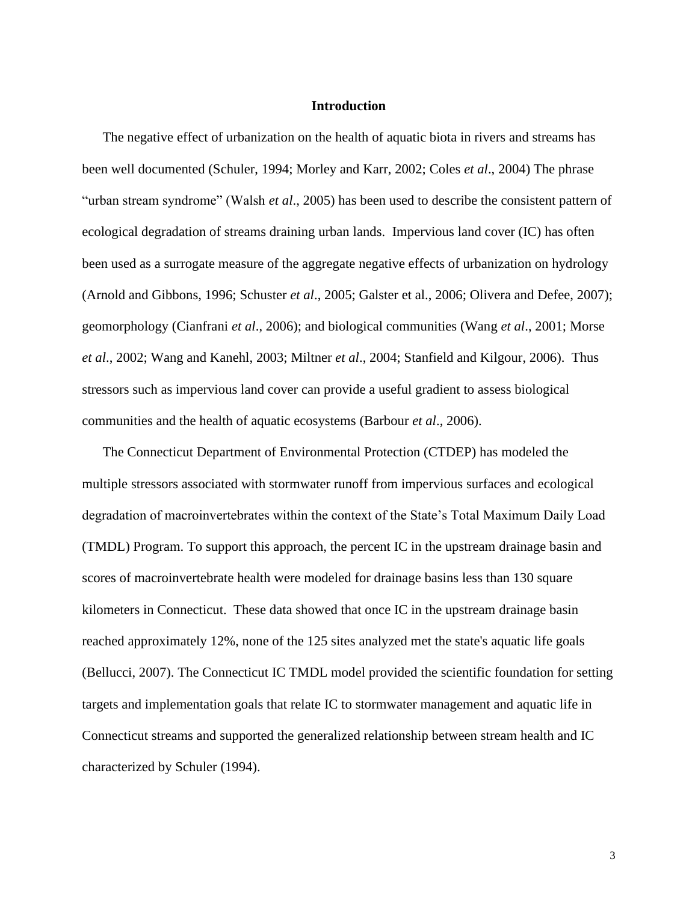## Introduction

The negative effect of urbanization on the health of aquatic biota in rivers and streams has been well documented (Schuler, 1994; Morley and Karr, 2002; Coles *et al*., 2004) The phrase "urban stream syndrome" (Walsh *et al*., 2005) has been used to describe the consistent pattern of ecological degradation of streams draining urban lands. Impervious land cover (IC) has often been used as a surrogate measure of the aggregate negative effects of urbanization on hydrology (Arnold and Gibbons, 1996; Schuster *et al*., 2005; Galster et al., 2006; Olivera and Defee, 2007); geomorphology (Cianfrani *et al*., 2006); and biological communities (Wang *et al*., 2001; Morse *et al*., 2002; Wang and Kanehl, 2003; Miltner *et al*., 2004; Stanfield and Kilgour, 2006). Thus stressors such as impervious land cover can provide a useful gradient to assess biological communities and the health of aquatic ecosystems (Barbour *et al*., 2006).

The Connecticut Department of Environmental Protection (CTDEP) has modeled the multiple stressors associated with stormwater runoff from impervious surfaces and ecological degradation of macroinvertebrates within the context of the State's Total Maximum Daily Load (TMDL) Program. To support this approach, the percent IC in the upstream drainage basin and scores of macroinvertebrate health were modeled for drainage basins less than 130 square kilometers in Connecticut. These data showed that once IC in the upstream drainage basin reached approximately 12%, none of the 125 sites analyzed met the state's aquatic life goals (Bellucci, 2007). The Connecticut IC TMDL model provided the scientific foundation for setting targets and implementation goals that relate IC to stormwater management and aquatic life in Connecticut streams and supported the generalized relationship between stream health and IC characterized by Schuler (1994).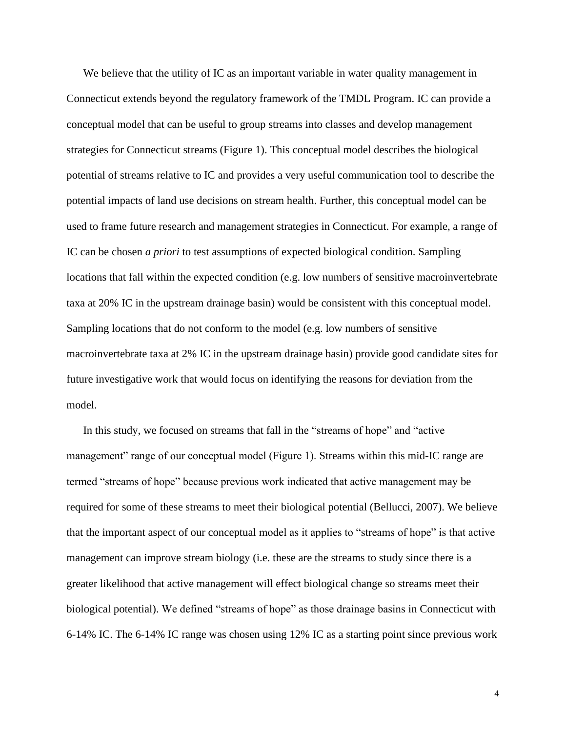We believe that the utility of IC as an important variable in water quality management in Connecticut extends beyond the regulatory framework of the TMDL Program. IC can provide a conceptual model that can be useful to group streams into classes and develop management strategies for Connecticut streams (Figure 1). This conceptual model describes the biological potential of streams relative to IC and provides a very useful communication tool to describe the potential impacts of land use decisions on stream health. Further, this conceptual model can be used to frame future research and management strategies in Connecticut. For example, a range of IC can be chosen *a priori* to test assumptions of expected biological condition. Sampling locations that fall within the expected condition (e.g. low numbers of sensitive macroinvertebrate taxa at 20% IC in the upstream drainage basin) would be consistent with this conceptual model. Sampling locations that do not conform to the model (e.g. low numbers of sensitive macroinvertebrate taxa at 2% IC in the upstream drainage basin) provide good candidate sites for future investigative work that would focus on identifying the reasons for deviation from the model.

In this study, we focused on streams that fall in the "streams of hope" and "active management" range of our conceptual model (Figure 1). Streams within this mid-IC range are termed "streams of hope" because previous work indicated that active management may be required for some of these streams to meet their biological potential (Bellucci, 2007). We believe that the important aspect of our conceptual model as it applies to "streams of hope" is that active management can improve stream biology (i.e. these are the streams to study since there is a greater likelihood that active management will effect biological change so streams meet their biological potential). We defined "streams of hope" as those drainage basins in Connecticut with 6-14% IC. The 6-14% IC range was chosen using 12% IC as a starting point since previous work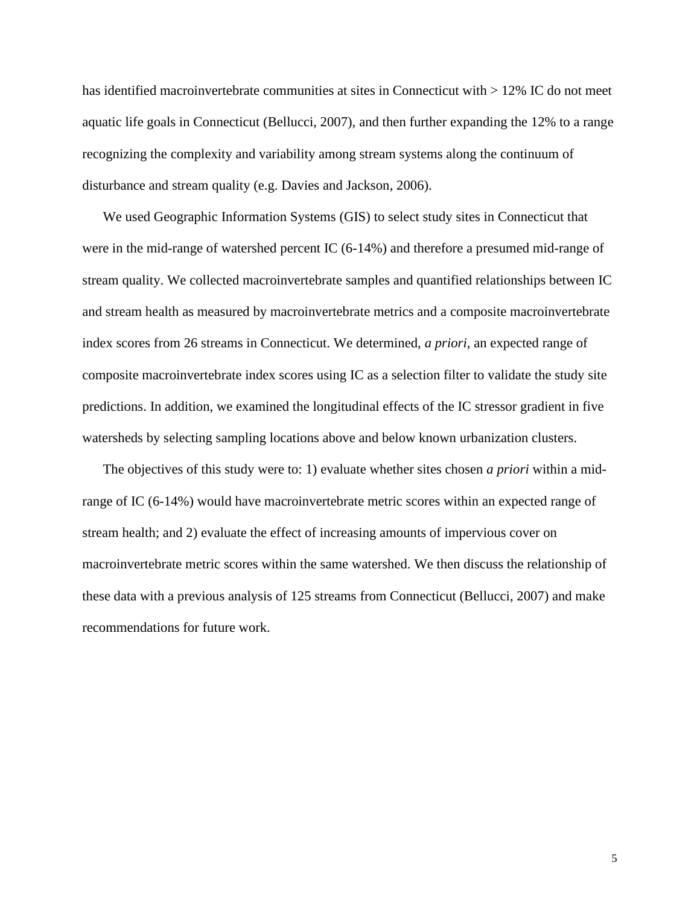has identified macroinvertebrate communities at sites in Connecticut with > 12% IC do not meet aquatic life goals in Connecticut (Bellucci, 2007), and then further expanding the 12% to a range recognizing the complexity and variability among stream systems along the continuum of disturbance and stream quality (e.g. Davies and Jackson, 2006).

We used Geographic Information Systems (GIS) to select study sites in Connecticut that were in the mid-range of watershed percent IC (6-14%) and therefore a presumed mid-range of stream quality. We collected macroinvertebrate samples and quantified relationships between IC and stream health as measured by macroinvertebrate metrics and a composite macroinvertebrate index scores from 26 streams in Connecticut. We determined, *a priori*, an expected range of composite macroinvertebrate index scores using IC as a selection filter to validate the study site predictions. In addition, we examined the longitudinal effects of the IC stressor gradient in five watersheds by selecting sampling locations above and below known urbanization clusters.

The objectives of this study were to: 1) evaluate whether sites chosen *a priori* within a mid-range of IC (6-14%) would have macroinvertebrate metric scores within an expected range of stream health; and 2) evaluate the effect of increasing amounts of impervious cover on macroinvertebrate metric scores within the same watershed. We then discuss the relationship of these data with a previous analysis of 125 streams from Connecticut (Bellucci, 2007) and make recommendations for future work.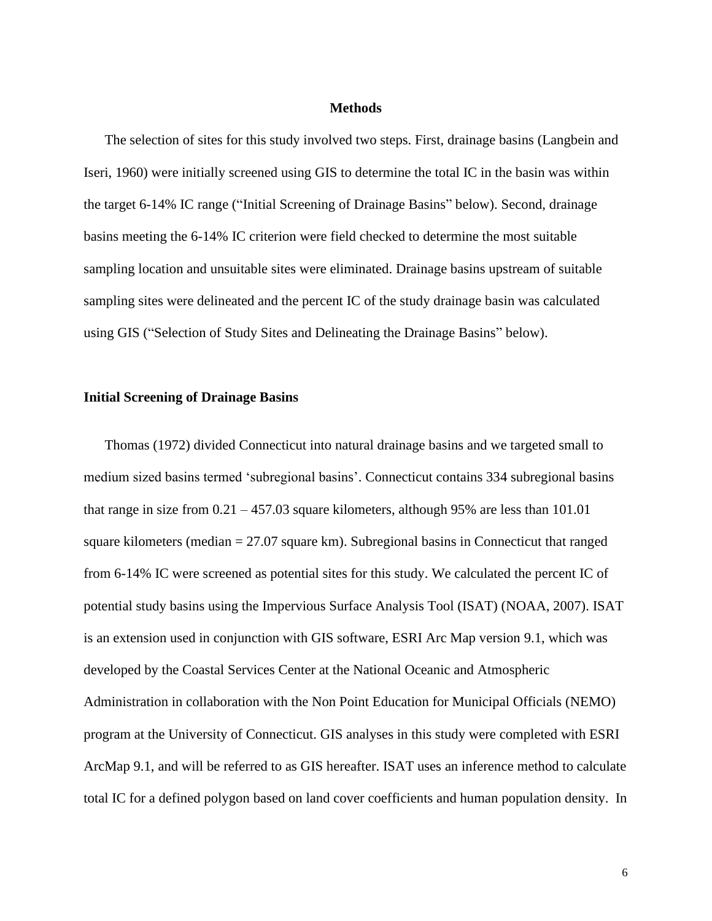## Methods

The selection of sites for this study involved two steps. First, drainage basins (Langbein and Iseri, 1960) were initially screened using GIS to determine the total IC in the basin was within the target 6-14% IC range ("Initial Screening of Drainage Basins" below). Second, drainage basins meeting the 6-14% IC criterion were field checked to determine the most suitable sampling location and unsuitable sites were eliminated. Drainage basins upstream of suitable sampling sites were delineated and the percent IC of the study drainage basin was calculated using GIS ("Selection of Study Sites and Delineating the Drainage Basins" below).

### Initial Screening of Drainage Basins

Thomas (1972) divided Connecticut into natural drainage basins and we targeted small to medium sized basins termed 'subregional basins'. Connecticut contains 334 subregional basins that range in size from 0.21 – 457.03 square kilometers, although 95% are less than 101.01 square kilometers (median = 27.07 square km). Subregional basins in Connecticut that ranged from 6-14% IC were screened as potential sites for this study. We calculated the percent IC of potential study basins using the Impervious Surface Analysis Tool (ISAT) (NOAA, 2007). ISAT is an extension used in conjunction with GIS software, ESRI Arc Map version 9.1, which was developed by the Coastal Services Center at the National Oceanic and Atmospheric Administration in collaboration with the Non Point Education for Municipal Officials (NEMO) program at the University of Connecticut. GIS analyses in this study were completed with ESRI ArcMap 9.1, and will be referred to as GIS hereafter. ISAT uses an inference method to calculate total IC for a defined polygon based on land cover coefficients and human population density. In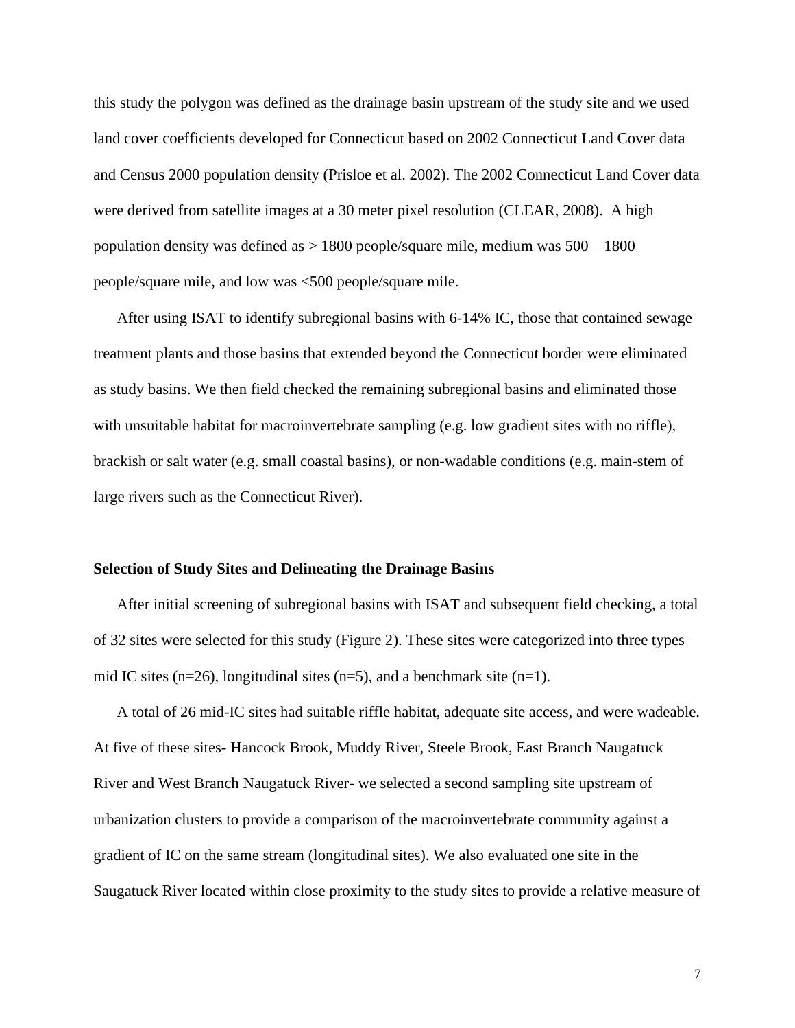this study the polygon was defined as the drainage basin upstream of the study site and we used land cover coefficients developed for Connecticut based on 2002 Connecticut Land Cover data and Census 2000 population density (Prisloe et al. 2002). The 2002 Connecticut Land Cover data were derived from satellite images at a 30 meter pixel resolution (CLEAR, 2008). A high population density was defined as > 1800 people/square mile, medium was 500 – 1800 people/square mile, and low was <500 people/square mile.

After using ISAT to identify subregional basins with 6-14% IC, those that contained sewage treatment plants and those basins that extended beyond the Connecticut border were eliminated as study basins. We then field checked the remaining subregional basins and eliminated those with unsuitable habitat for macroinvertebrate sampling (e.g. low gradient sites with no riffle), brackish or salt water (e.g. small coastal basins), or non-wadable conditions (e.g. main-stem of large rivers such as the Connecticut River).

**Selection of Study Sites and Delineating the Drainage Basins**

After initial screening of subregional basins with ISAT and subsequent field checking, a total of 32 sites were selected for this study (Figure 2). These sites were categorized into three types – mid IC sites (n=26), longitudinal sites (n=5), and a benchmark site (n=1).

A total of 26 mid-IC sites had suitable riffle habitat, adequate site access, and were wadeable. At five of these sites- Hancock Brook, Muddy River, Steele Brook, East Branch Naugatuck River and West Branch Naugatuck River- we selected a second sampling site upstream of urbanization clusters to provide a comparison of the macroinvertebrate community against a gradient of IC on the same stream (longitudinal sites). We also evaluated one site in the Saugatuck River located within close proximity to the study sites to provide a relative measure of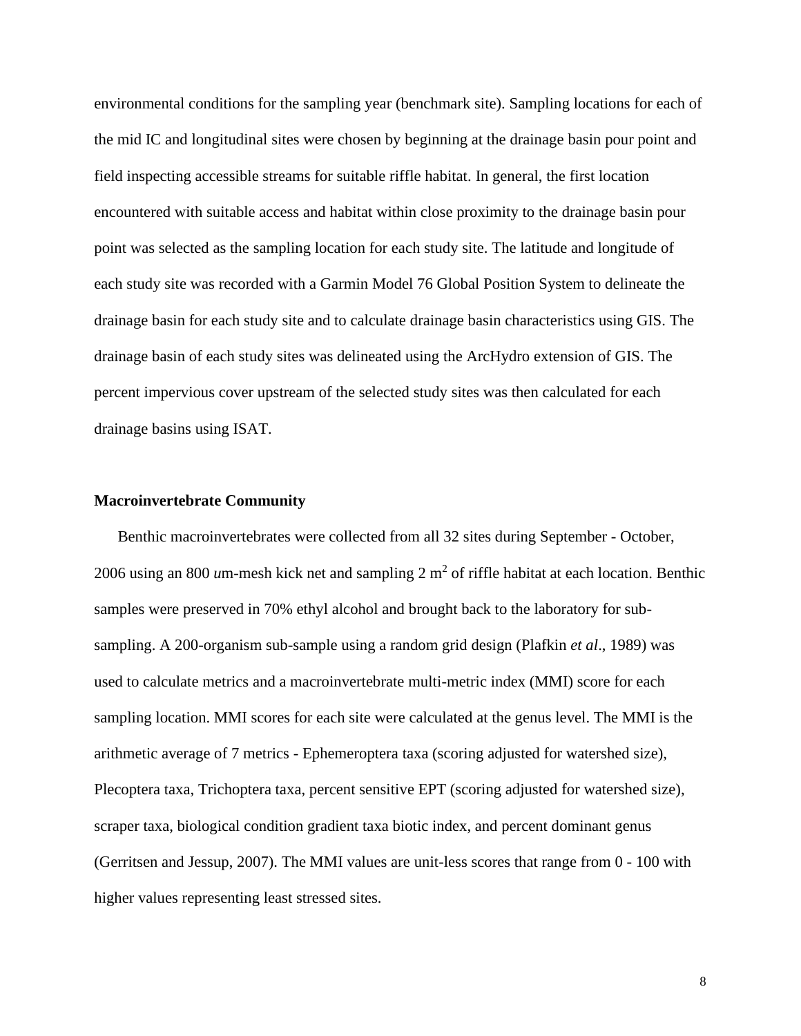environmental conditions for the sampling year (benchmark site). Sampling locations for each of the mid IC and longitudinal sites were chosen by beginning at the drainage basin pour point and field inspecting accessible streams for suitable riffle habitat. In general, the first location encountered with suitable access and habitat within close proximity to the drainage basin pour point was selected as the sampling location for each study site. The latitude and longitude of each study site was recorded with a Garmin Model 76 Global Position System to delineate the drainage basin for each study site and to calculate drainage basin characteristics using GIS. The drainage basin of each study sites was delineated using the ArcHydro extension of GIS. The percent impervious cover upstream of the selected study sites was then calculated for each drainage basins using ISAT.

**Macroinvertebrate Community**

Benthic macroinvertebrates were collected from all 32 sites during September - October, 2006 using an 800 *u*m-mesh kick net and sampling 2 $m^2$ of riffle habitat at each location. Benthic samples were preserved in 70% ethyl alcohol and brought back to the laboratory for sub-sampling. A 200-organism sub-sample using a random grid design (Plafkin *et al*., 1989) was used to calculate metrics and a macroinvertebrate multi-metric index (MMI) score for each sampling location. MMI scores for each site were calculated at the genus level. The MMI is the arithmetic average of 7 metrics - Ephemeroptera taxa (scoring adjusted for watershed size), Plecoptera taxa, Trichoptera taxa, percent sensitive EPT (scoring adjusted for watershed size), scraper taxa, biological condition gradient taxa biotic index, and percent dominant genus (Gerritsen and Jessup, 2007). The MMI values are unit-less scores that range from 0 - 100 with higher values representing least stressed sites.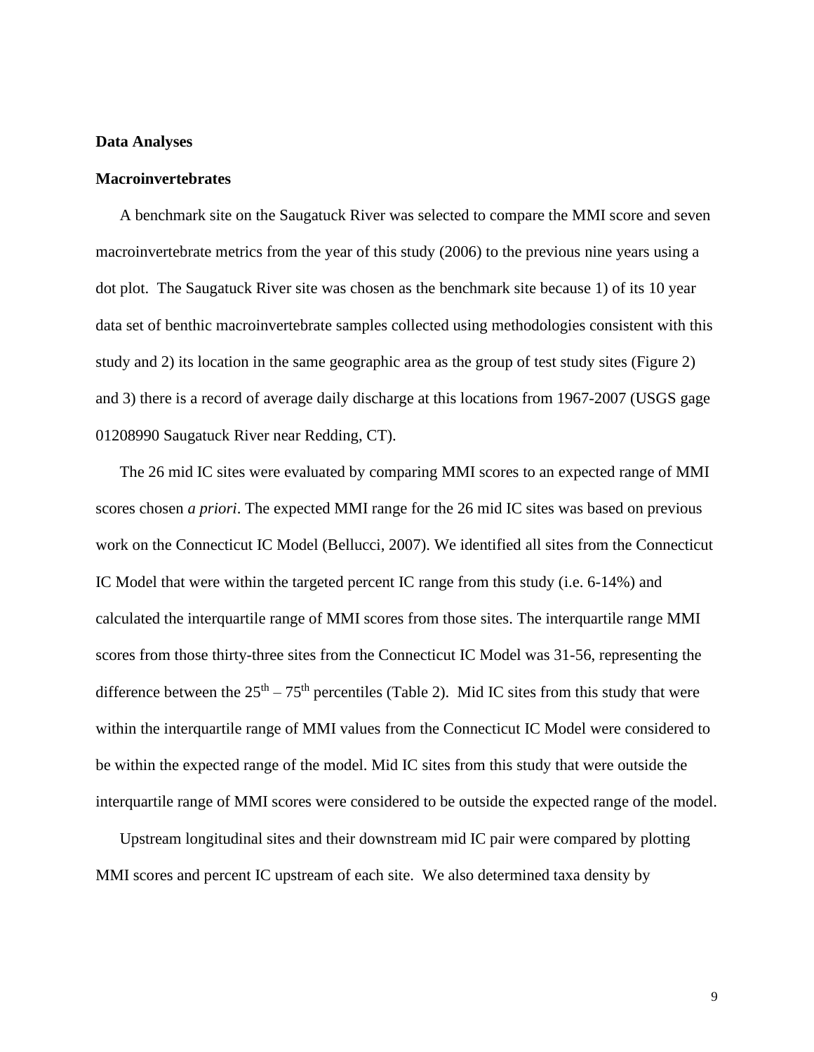**Data Analyses**

**Macroinvertebrates**

A benchmark site on the Saugatuck River was selected to compare the MMI score and seven macroinvertebrate metrics from the year of this study (2006) to the previous nine years using a dot plot. The Saugatuck River site was chosen as the benchmark site because 1) of its 10 year data set of benthic macroinvertebrate samples collected using methodologies consistent with this study and 2) its location in the same geographic area as the group of test study sites (Figure 2) and 3) there is a record of average daily discharge at this locations from 1967-2007 (USGS gage 01208990 Saugatuck River near Redding, CT).

The 26 mid IC sites were evaluated by comparing MMI scores to an expected range of MMI scores chosen *a priori*. The expected MMI range for the 26 mid IC sites was based on previous work on the Connecticut IC Model (Bellucci, 2007). We identified all sites from the Connecticut IC Model that were within the targeted percent IC range from this study (i.e. 6-14%) and calculated the interquartile range of MMI scores from those sites. The interquartile range MMI scores from those thirty-three sites from the Connecticut IC Model was 31-56, representing the difference between the $25^{th}$ – $75^{th}$ percentiles (Table 2). Mid IC sites from this study that were within the interquartile range of MMI values from the Connecticut IC Model were considered to be within the expected range of the model. Mid IC sites from this study that were outside the interquartile range of MMI scores were considered to be outside the expected range of the model.

Upstream longitudinal sites and their downstream mid IC pair were compared by plotting MMI scores and percent IC upstream of each site. We also determined taxa density by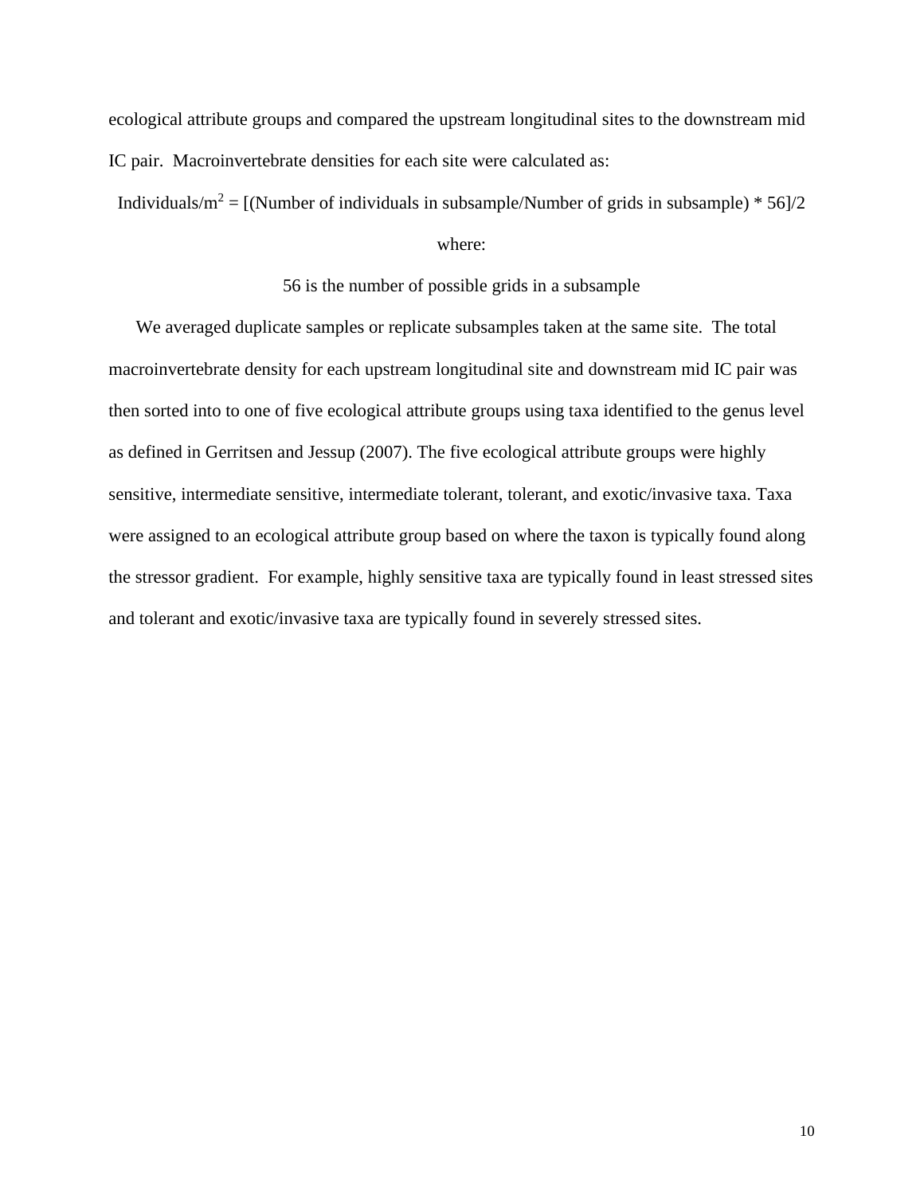ecological attribute groups and compared the upstream longitudinal sites to the downstream mid IC pair. Macroinvertebrate densities for each site were calculated as:

$$\text{Individuals/m}^2 = [(\text{Number of individuals in subsample/Number of grids in subsample}) * 56]/2$$

where:

56 is the number of possible grids in a subsample

We averaged duplicate samples or replicate subsamples taken at the same site. The total macroinvertebrate density for each upstream longitudinal site and downstream mid IC pair was then sorted into to one of five ecological attribute groups using taxa identified to the genus level as defined in Gerritsen and Jessup (2007). The five ecological attribute groups were highly sensitive, intermediate sensitive, intermediate tolerant, tolerant, and exotic/invasive taxa. Taxa were assigned to an ecological attribute group based on where the taxon is typically found along the stressor gradient. For example, highly sensitive taxa are typically found in least stressed sites and tolerant and exotic/invasive taxa are typically found in severely stressed sites.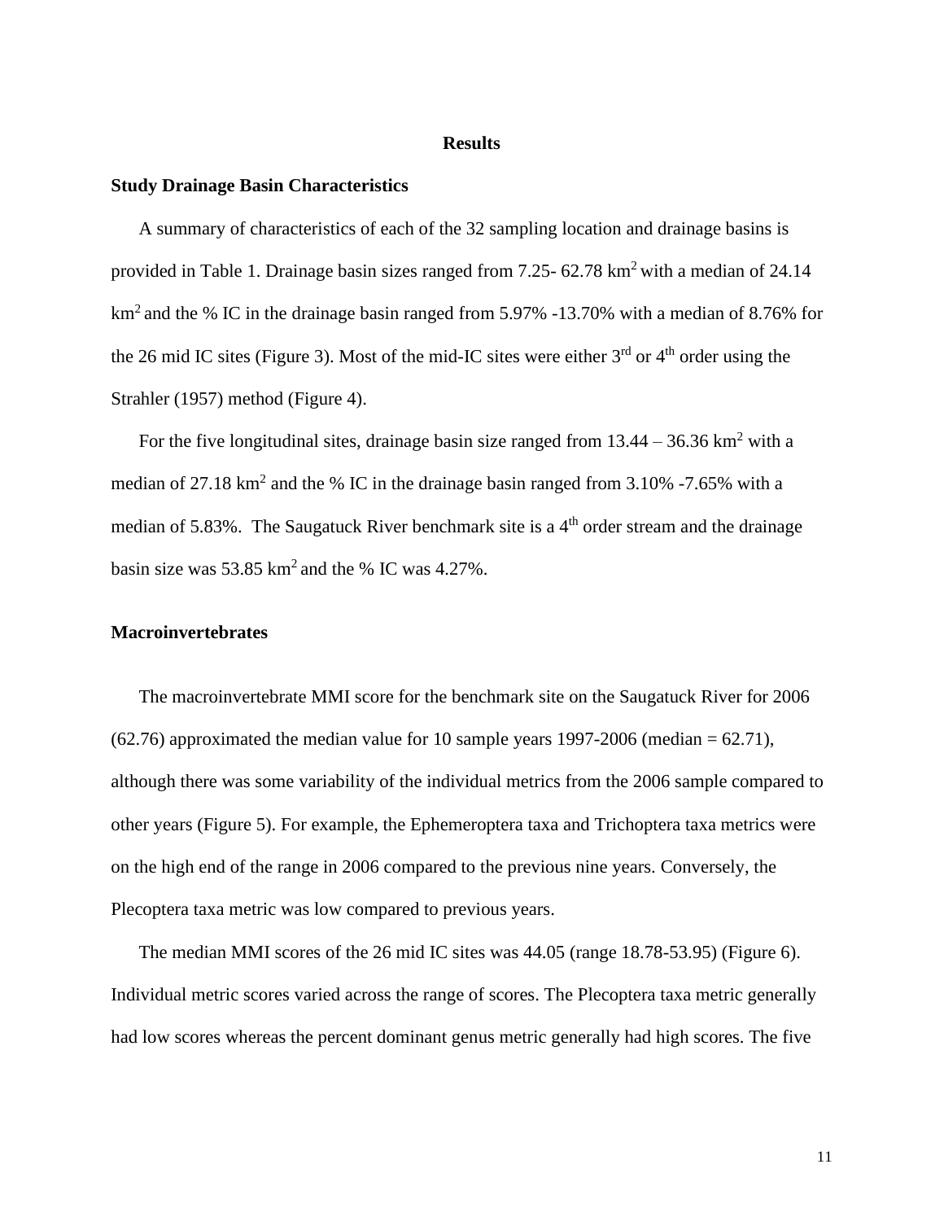## Results

### Study Drainage Basin Characteristics

A summary of characteristics of each of the 32 sampling location and drainage basins is provided in Table 1. Drainage basin sizes ranged from 7.25- 62.78 $km^2$ with a median of 24.14 $km^2$ and the % IC in the drainage basin ranged from 5.97% -13.70% with a median of 8.76% for the 26 mid IC sites (Figure 3). Most of the mid-IC sites were either 3rd or 4th order using the Strahler (1957) method (Figure 4).

For the five longitudinal sites, drainage basin size ranged from 13.44 – 36.36 $km^2$ with a median of 27.18 $km^2$ and the % IC in the drainage basin ranged from 3.10% -7.65% with a median of 5.83%. The Saugatuck River benchmark site is a 4th order stream and the drainage basin size was 53.85 $km^2$ and the % IC was 4.27%.

### Macroinvertebrates

The macroinvertebrate MMI score for the benchmark site on the Saugatuck River for 2006 (62.76) approximated the median value for 10 sample years 1997-2006 (median = 62.71), although there was some variability of the individual metrics from the 2006 sample compared to other years (Figure 5). For example, the Ephemeroptera taxa and Trichoptera taxa metrics were on the high end of the range in 2006 compared to the previous nine years. Conversely, the Plecoptera taxa metric was low compared to previous years.

The median MMI scores of the 26 mid IC sites was 44.05 (range 18.78-53.95) (Figure 6). Individual metric scores varied across the range of scores. The Plecoptera taxa metric generally had low scores whereas the percent dominant genus metric generally had high scores. The five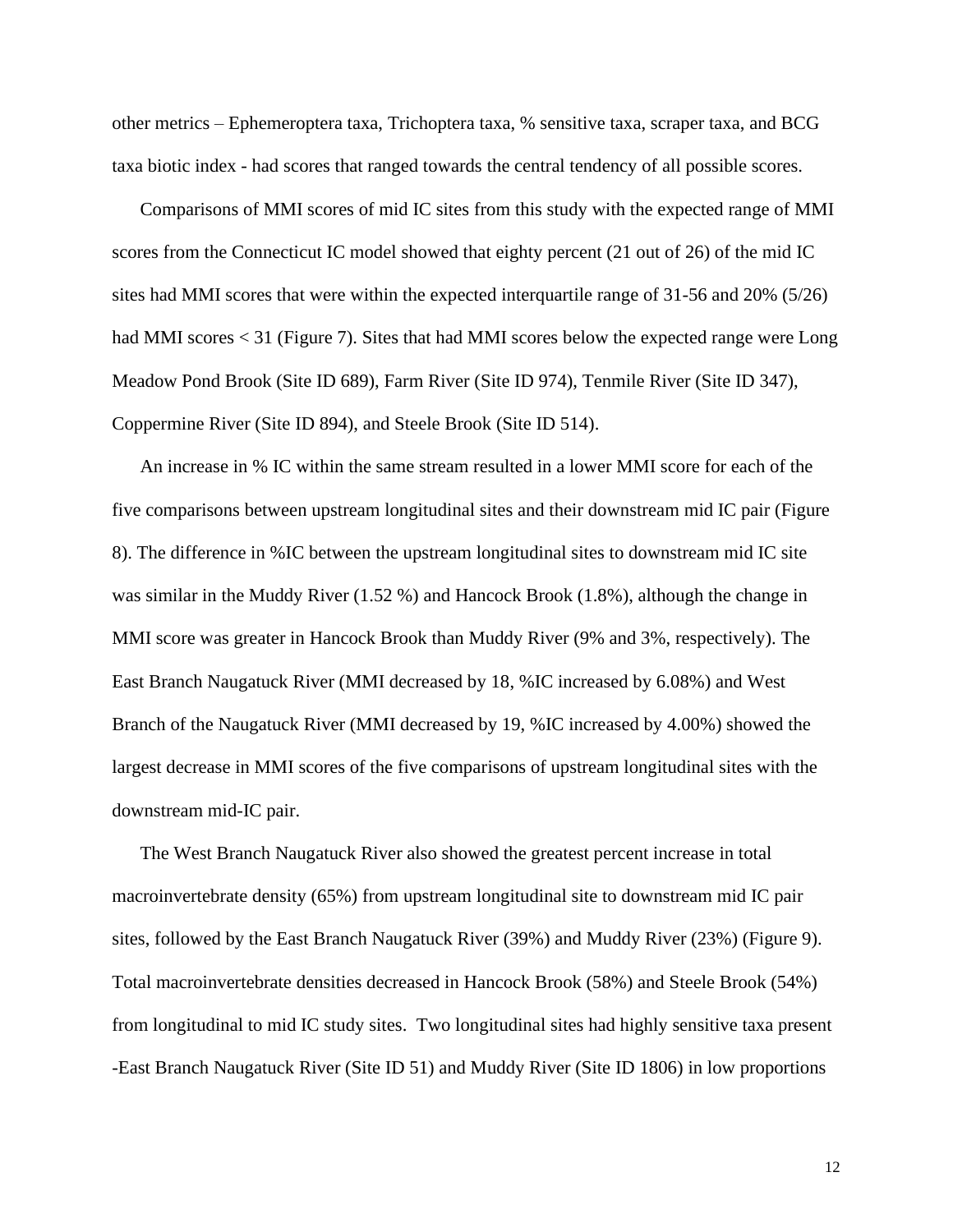other metrics – Ephemeroptera taxa, Trichoptera taxa, % sensitive taxa, scraper taxa, and BCG taxa biotic index - had scores that ranged towards the central tendency of all possible scores.

Comparisons of MMI scores of mid IC sites from this study with the expected range of MMI scores from the Connecticut IC model showed that eighty percent (21 out of 26) of the mid IC sites had MMI scores that were within the expected interquartile range of 31-56 and 20% (5/26) had MMI scores < 31 (Figure 7). Sites that had MMI scores below the expected range were Long Meadow Pond Brook (Site ID 689), Farm River (Site ID 974), Tenmile River (Site ID 347), Coppermine River (Site ID 894), and Steele Brook (Site ID 514).

An increase in % IC within the same stream resulted in a lower MMI score for each of the five comparisons between upstream longitudinal sites and their downstream mid IC pair (Figure 8). The difference in %IC between the upstream longitudinal sites to downstream mid IC site was similar in the Muddy River (1.52 %) and Hancock Brook (1.8%), although the change in MMI score was greater in Hancock Brook than Muddy River (9% and 3%, respectively). The East Branch Naugatuck River (MMI decreased by 18, %IC increased by 6.08%) and West Branch of the Naugatuck River (MMI decreased by 19, %IC increased by 4.00%) showed the largest decrease in MMI scores of the five comparisons of upstream longitudinal sites with the downstream mid-IC pair.

The West Branch Naugatuck River also showed the greatest percent increase in total macroinvertebrate density (65%) from upstream longitudinal site to downstream mid IC pair sites, followed by the East Branch Naugatuck River (39%) and Muddy River (23%) (Figure 9). Total macroinvertebrate densities decreased in Hancock Brook (58%) and Steele Brook (54%) from longitudinal to mid IC study sites. Two longitudinal sites had highly sensitive taxa present -East Branch Naugatuck River (Site ID 51) and Muddy River (Site ID 1806) in low proportions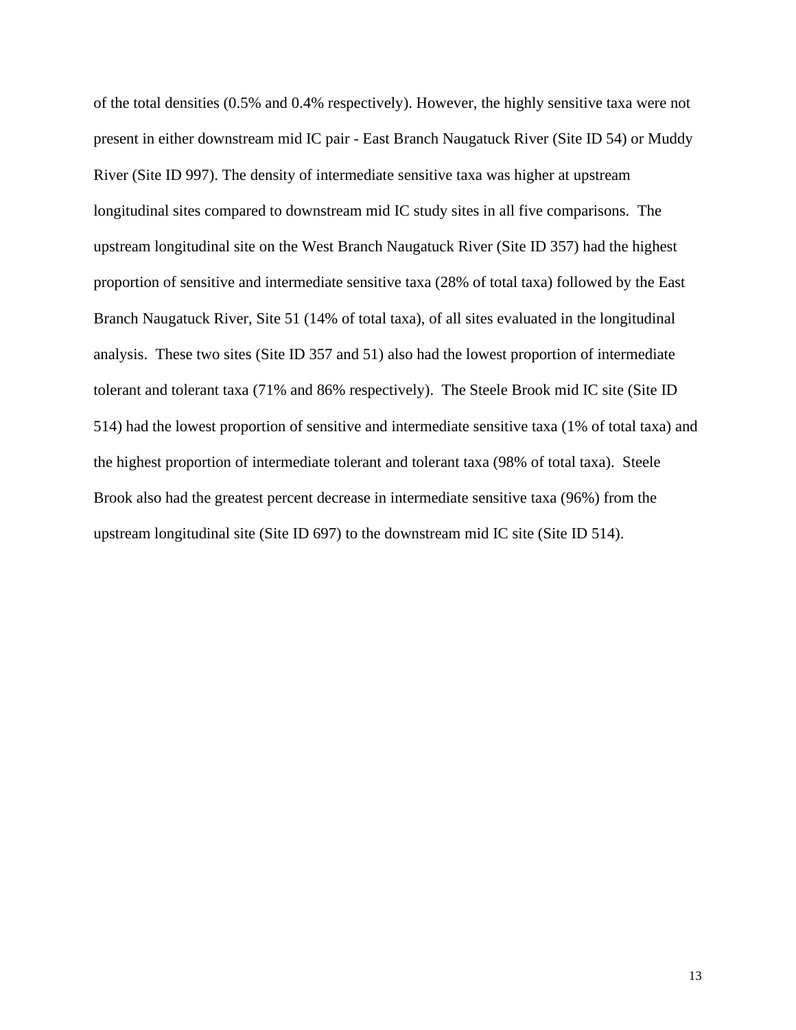of the total densities (0.5% and 0.4% respectively). However, the highly sensitive taxa were not present in either downstream mid IC pair - East Branch Naugatuck River (Site ID 54) or Muddy River (Site ID 997). The density of intermediate sensitive taxa was higher at upstream longitudinal sites compared to downstream mid IC study sites in all five comparisons. The upstream longitudinal site on the West Branch Naugatuck River (Site ID 357) had the highest proportion of sensitive and intermediate sensitive taxa (28% of total taxa) followed by the East Branch Naugatuck River, Site 51 (14% of total taxa), of all sites evaluated in the longitudinal analysis. These two sites (Site ID 357 and 51) also had the lowest proportion of intermediate tolerant and tolerant taxa (71% and 86% respectively). The Steele Brook mid IC site (Site ID 514) had the lowest proportion of sensitive and intermediate sensitive taxa (1% of total taxa) and the highest proportion of intermediate tolerant and tolerant taxa (98% of total taxa). Steele Brook also had the greatest percent decrease in intermediate sensitive taxa (96%) from the upstream longitudinal site (Site ID 697) to the downstream mid IC site (Site ID 514).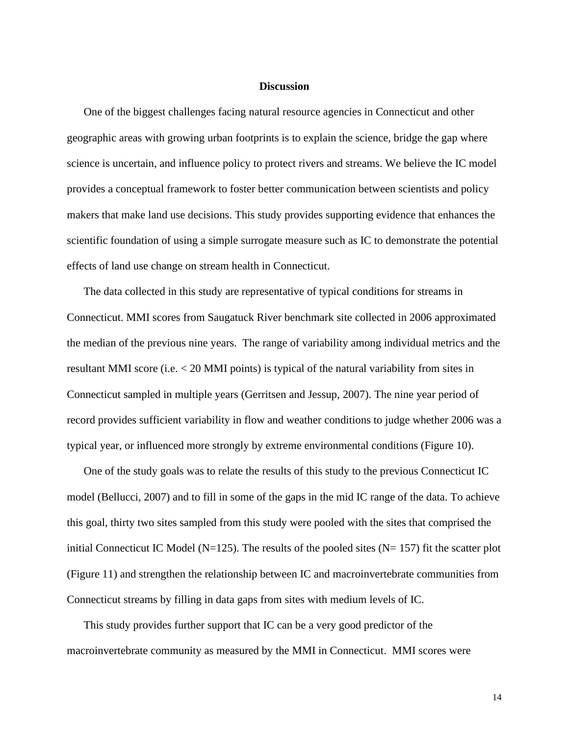## Discussion

One of the biggest challenges facing natural resource agencies in Connecticut and other geographic areas with growing urban footprints is to explain the science, bridge the gap where science is uncertain, and influence policy to protect rivers and streams. We believe the IC model provides a conceptual framework to foster better communication between scientists and policy makers that make land use decisions. This study provides supporting evidence that enhances the scientific foundation of using a simple surrogate measure such as IC to demonstrate the potential effects of land use change on stream health in Connecticut.

The data collected in this study are representative of typical conditions for streams in Connecticut. MMI scores from Saugatuck River benchmark site collected in 2006 approximated the median of the previous nine years. The range of variability among individual metrics and the resultant MMI score (i.e. < 20 MMI points) is typical of the natural variability from sites in Connecticut sampled in multiple years (Gerritsen and Jessup, 2007). The nine year period of record provides sufficient variability in flow and weather conditions to judge whether 2006 was a typical year, or influenced more strongly by extreme environmental conditions (Figure 10).

One of the study goals was to relate the results of this study to the previous Connecticut IC model (Bellucci, 2007) and to fill in some of the gaps in the mid IC range of the data. To achieve this goal, thirty two sites sampled from this study were pooled with the sites that comprised the initial Connecticut IC Model (N=125). The results of the pooled sites (N= 157) fit the scatter plot (Figure 11) and strengthen the relationship between IC and macroinvertebrate communities from Connecticut streams by filling in data gaps from sites with medium levels of IC.

This study provides further support that IC can be a very good predictor of the macroinvertebrate community as measured by the MMI in Connecticut. MMI scores were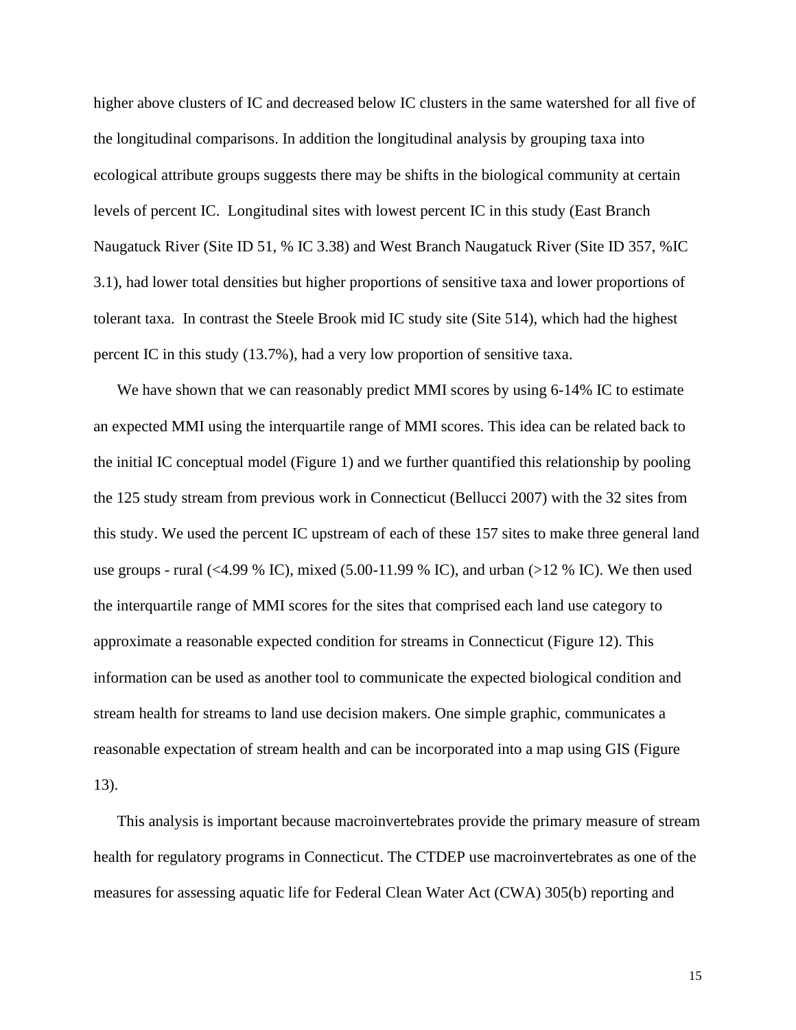higher above clusters of IC and decreased below IC clusters in the same watershed for all five of the longitudinal comparisons. In addition the longitudinal analysis by grouping taxa into ecological attribute groups suggests there may be shifts in the biological community at certain levels of percent IC. Longitudinal sites with lowest percent IC in this study (East Branch Naugatuck River (Site ID 51, % IC 3.38) and West Branch Naugatuck River (Site ID 357, %IC 3.1), had lower total densities but higher proportions of sensitive taxa and lower proportions of tolerant taxa. In contrast the Steele Brook mid IC study site (Site 514), which had the highest percent IC in this study (13.7%), had a very low proportion of sensitive taxa.

We have shown that we can reasonably predict MMI scores by using 6-14% IC to estimate an expected MMI using the interquartile range of MMI scores. This idea can be related back to the initial IC conceptual model (Figure 1) and we further quantified this relationship by pooling the 125 study stream from previous work in Connecticut (Bellucci 2007) with the 32 sites from this study. We used the percent IC upstream of each of these 157 sites to make three general land use groups - rural (<4.99 % IC), mixed (5.00-11.99 % IC), and urban (>12 % IC). We then used the interquartile range of MMI scores for the sites that comprised each land use category to approximate a reasonable expected condition for streams in Connecticut (Figure 12). This information can be used as another tool to communicate the expected biological condition and stream health for streams to land use decision makers. One simple graphic, communicates a reasonable expectation of stream health and can be incorporated into a map using GIS (Figure 13).

This analysis is important because macroinvertebrates provide the primary measure of stream health for regulatory programs in Connecticut. The CTDEP use macroinvertebrates as one of the measures for assessing aquatic life for Federal Clean Water Act (CWA) 305(b) reporting and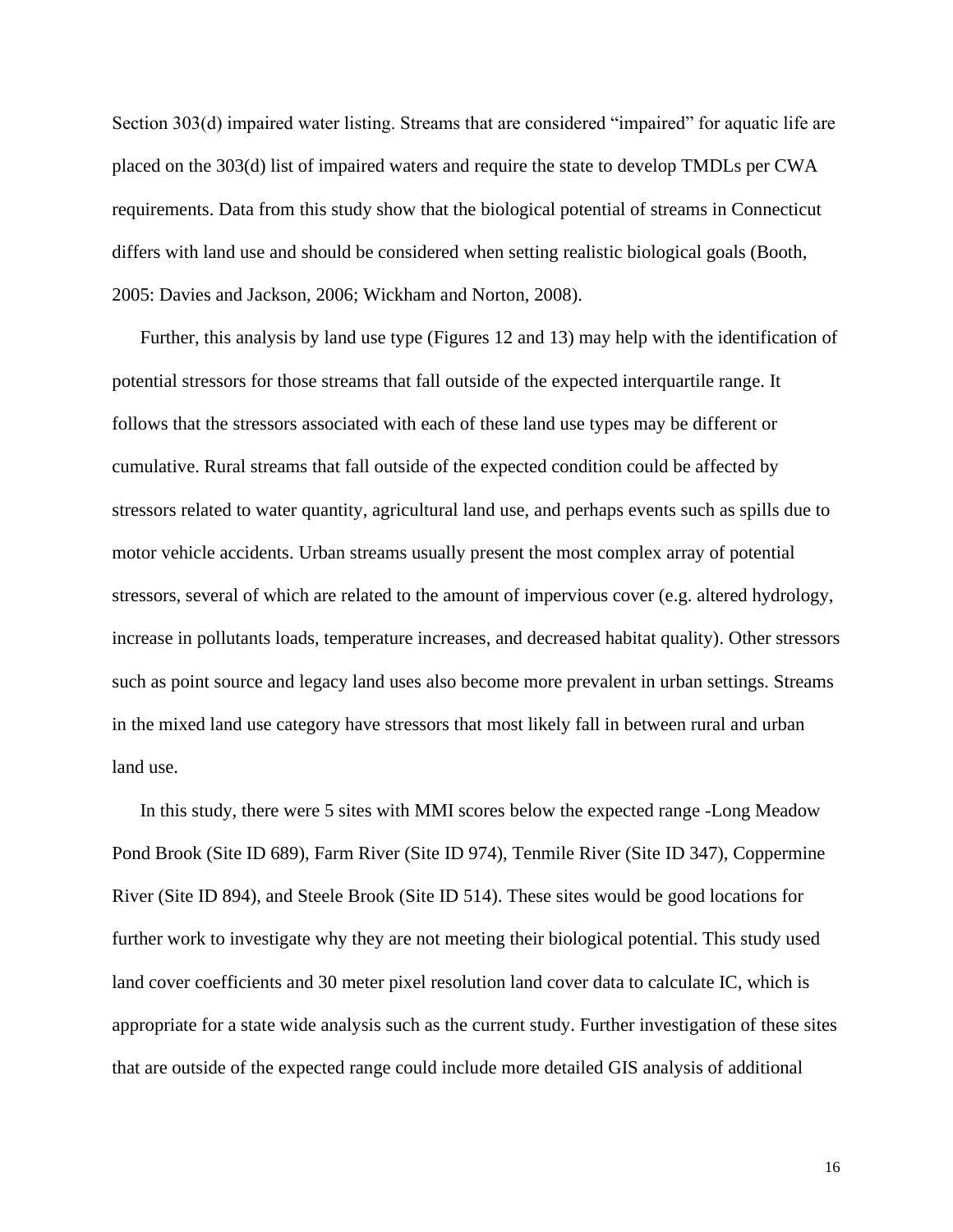Section 303(d) impaired water listing. Streams that are considered "impaired" for aquatic life are placed on the 303(d) list of impaired waters and require the state to develop TMDLs per CWA requirements. Data from this study show that the biological potential of streams in Connecticut differs with land use and should be considered when setting realistic biological goals (Booth, 2005: Davies and Jackson, 2006; Wickham and Norton, 2008).

Further, this analysis by land use type (Figures 12 and 13) may help with the identification of potential stressors for those streams that fall outside of the expected interquartile range. It follows that the stressors associated with each of these land use types may be different or cumulative. Rural streams that fall outside of the expected condition could be affected by stressors related to water quantity, agricultural land use, and perhaps events such as spills due to motor vehicle accidents. Urban streams usually present the most complex array of potential stressors, several of which are related to the amount of impervious cover (e.g. altered hydrology, increase in pollutants loads, temperature increases, and decreased habitat quality). Other stressors such as point source and legacy land uses also become more prevalent in urban settings. Streams in the mixed land use category have stressors that most likely fall in between rural and urban land use.

In this study, there were 5 sites with MMI scores below the expected range -Long Meadow Pond Brook (Site ID 689), Farm River (Site ID 974), Tenmile River (Site ID 347), Coppermine River (Site ID 894), and Steele Brook (Site ID 514). These sites would be good locations for further work to investigate why they are not meeting their biological potential. This study used land cover coefficients and 30 meter pixel resolution land cover data to calculate IC, which is appropriate for a state wide analysis such as the current study. Further investigation of these sites that are outside of the expected range could include more detailed GIS analysis of additional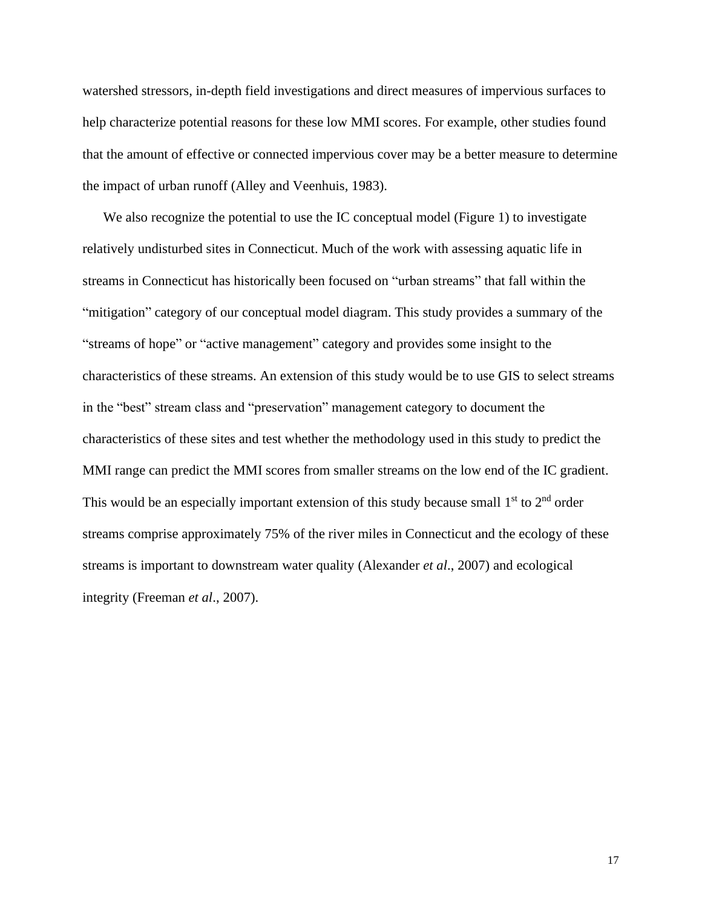watershed stressors, in-depth field investigations and direct measures of impervious surfaces to help characterize potential reasons for these low MMI scores. For example, other studies found that the amount of effective or connected impervious cover may be a better measure to determine the impact of urban runoff (Alley and Veenhuis, 1983).

We also recognize the potential to use the IC conceptual model (Figure 1) to investigate relatively undisturbed sites in Connecticut. Much of the work with assessing aquatic life in streams in Connecticut has historically been focused on “urban streams” that fall within the “mitigation” category of our conceptual model diagram. This study provides a summary of the “streams of hope” or “active management” category and provides some insight to the characteristics of these streams. An extension of this study would be to use GIS to select streams in the “best” stream class and “preservation” management category to document the characteristics of these sites and test whether the methodology used in this study to predict the MMI range can predict the MMI scores from smaller streams on the low end of the IC gradient. This would be an especially important extension of this study because small $1^{st}$ to $2^{nd}$ order streams comprise approximately 75% of the river miles in Connecticut and the ecology of these streams is important to downstream water quality (Alexander *et al*., 2007) and ecological integrity (Freeman *et al*., 2007).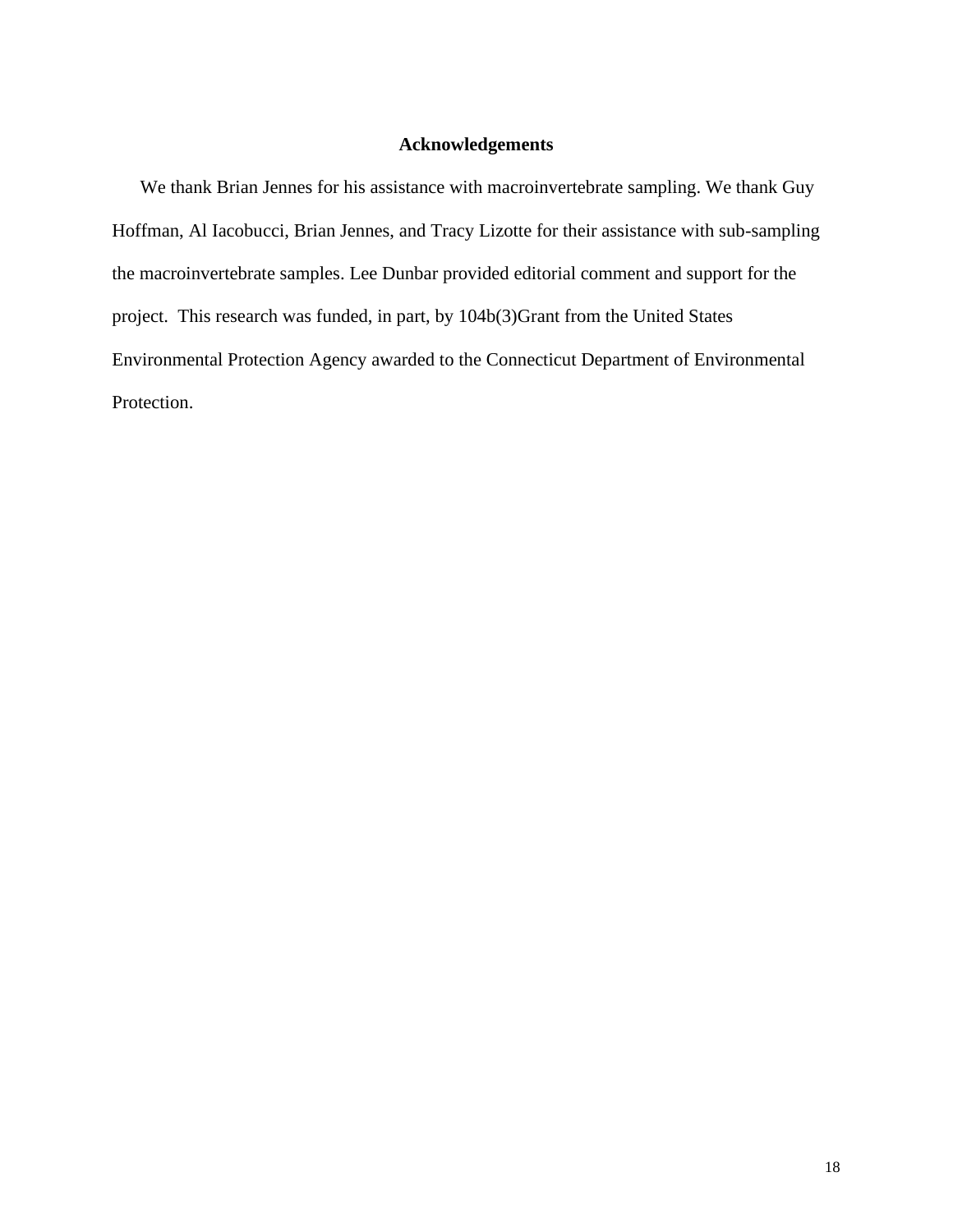## Acknowledgements

We thank Brian Jennes for his assistance with macroinvertebrate sampling. We thank Guy Hoffman, Al Iacobucci, Brian Jennes, and Tracy Lizotte for their assistance with sub-sampling the macroinvertebrate samples. Lee Dunbar provided editorial comment and support for the project. This research was funded, in part, by 104b(3)Grant from the United States Environmental Protection Agency awarded to the Connecticut Department of Environmental Protection.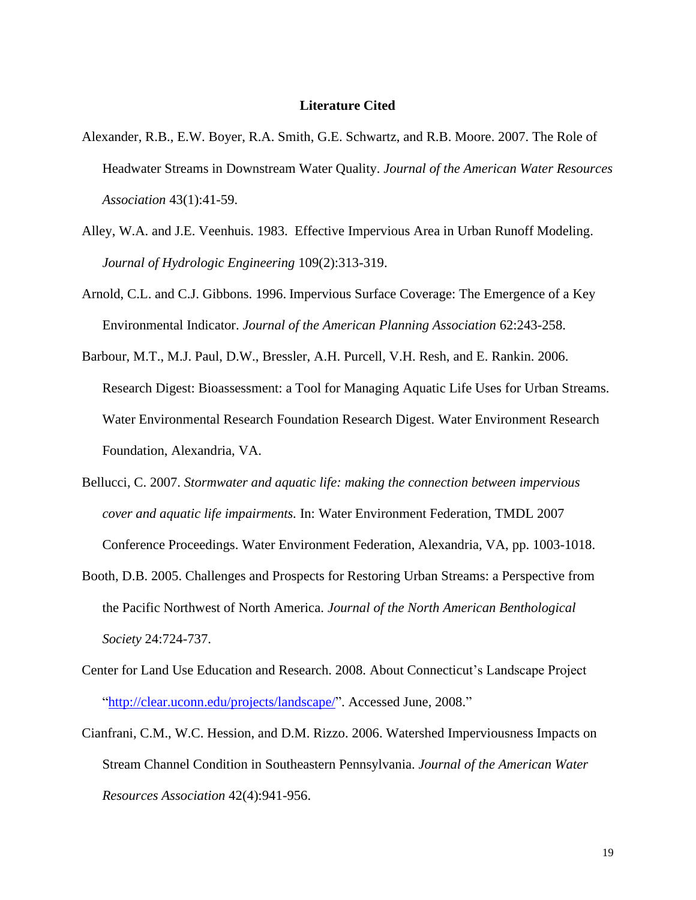## Literature Cited

Alexander, R.B., E.W. Boyer, R.A. Smith, G.E. Schwartz, and R.B. Moore. 2007. The Role of Headwater Streams in Downstream Water Quality. *Journal of the American Water Resources Association* 43(1):41-59.

Alley, W.A. and J.E. Veenhuis. 1983. Effective Impervious Area in Urban Runoff Modeling. *Journal of Hydrologic Engineering* 109(2):313-319.

Arnold, C.L. and C.J. Gibbons. 1996. Impervious Surface Coverage: The Emergence of a Key Environmental Indicator. *Journal of the American Planning Association* 62:243-258.

Barbour, M.T., M.J. Paul, D.W., Bressler, A.H. Purcell, V.H. Resh, and E. Rankin. 2006. Research Digest: Bioassessment: a Tool for Managing Aquatic Life Uses for Urban Streams. Water Environmental Research Foundation Research Digest. Water Environment Research Foundation, Alexandria, VA.

Bellucci, C. 2007. *Stormwater and aquatic life: making the connection between impervious cover and aquatic life impairments.* In: Water Environment Federation, TMDL 2007 Conference Proceedings. Water Environment Federation, Alexandria, VA, pp. 1003-1018.

Booth, D.B. 2005. Challenges and Prospects for Restoring Urban Streams: a Perspective from the Pacific Northwest of North America. *Journal of the North American Benthological Society* 24:724-737.

Center for Land Use Education and Research. 2008. About Connecticut's Landscape Project "http://clear.uconn.edu/projects/landscape/". Accessed June, 2008."

Cianfrani, C.M., W.C. Hession, and D.M. Rizzo. 2006. Watershed Imperviousness Impacts on Stream Channel Condition in Southeastern Pennsylvania. *Journal of the American Water Resources Association* 42(4):941-956.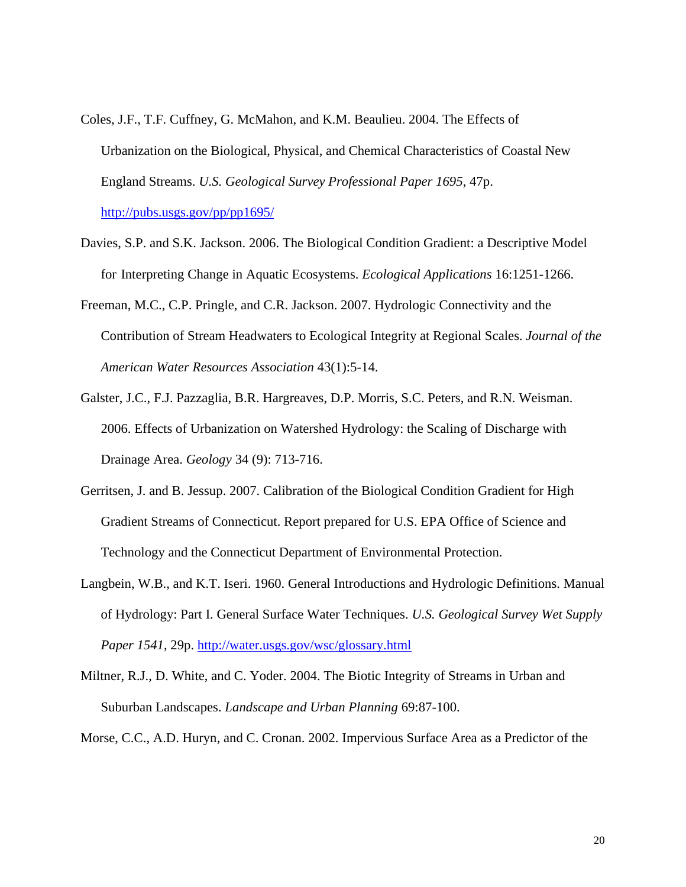Coles, J.F., T.F. Cuffney, G. McMahon, and K.M. Beaulieu. 2004. The Effects of Urbanization on the Biological, Physical, and Chemical Characteristics of Coastal New England Streams. *U.S. Geological Survey Professional Paper 1695*, 47p. http://pubs.usgs.gov/pp/pp1695/

Davies, S.P. and S.K. Jackson. 2006. The Biological Condition Gradient: a Descriptive Model for Interpreting Change in Aquatic Ecosystems. *Ecological Applications* 16:1251-1266.

Freeman, M.C., C.P. Pringle, and C.R. Jackson. 2007. Hydrologic Connectivity and the Contribution of Stream Headwaters to Ecological Integrity at Regional Scales. *Journal of the American Water Resources Association* 43(1):5-14.

Galster, J.C., F.J. Pazzaglia, B.R. Hargreaves, D.P. Morris, S.C. Peters, and R.N. Weisman. 2006. Effects of Urbanization on Watershed Hydrology: the Scaling of Discharge with Drainage Area. *Geology* 34 (9): 713-716.

Gerritsen, J. and B. Jessup. 2007. Calibration of the Biological Condition Gradient for High Gradient Streams of Connecticut. Report prepared for U.S. EPA Office of Science and Technology and the Connecticut Department of Environmental Protection.

Langbein, W.B., and K.T. Iseri. 1960. General Introductions and Hydrologic Definitions. Manual of Hydrology: Part I. General Surface Water Techniques. *U.S. Geological Survey Wet Supply Paper 1541*, 29p. http://water.usgs.gov/wsc/glossary.html

Miltner, R.J., D. White, and C. Yoder. 2004. The Biotic Integrity of Streams in Urban and Suburban Landscapes. *Landscape and Urban Planning* 69:87-100.

Morse, C.C., A.D. Huryn, and C. Cronan. 2002. Impervious Surface Area as a Predictor of the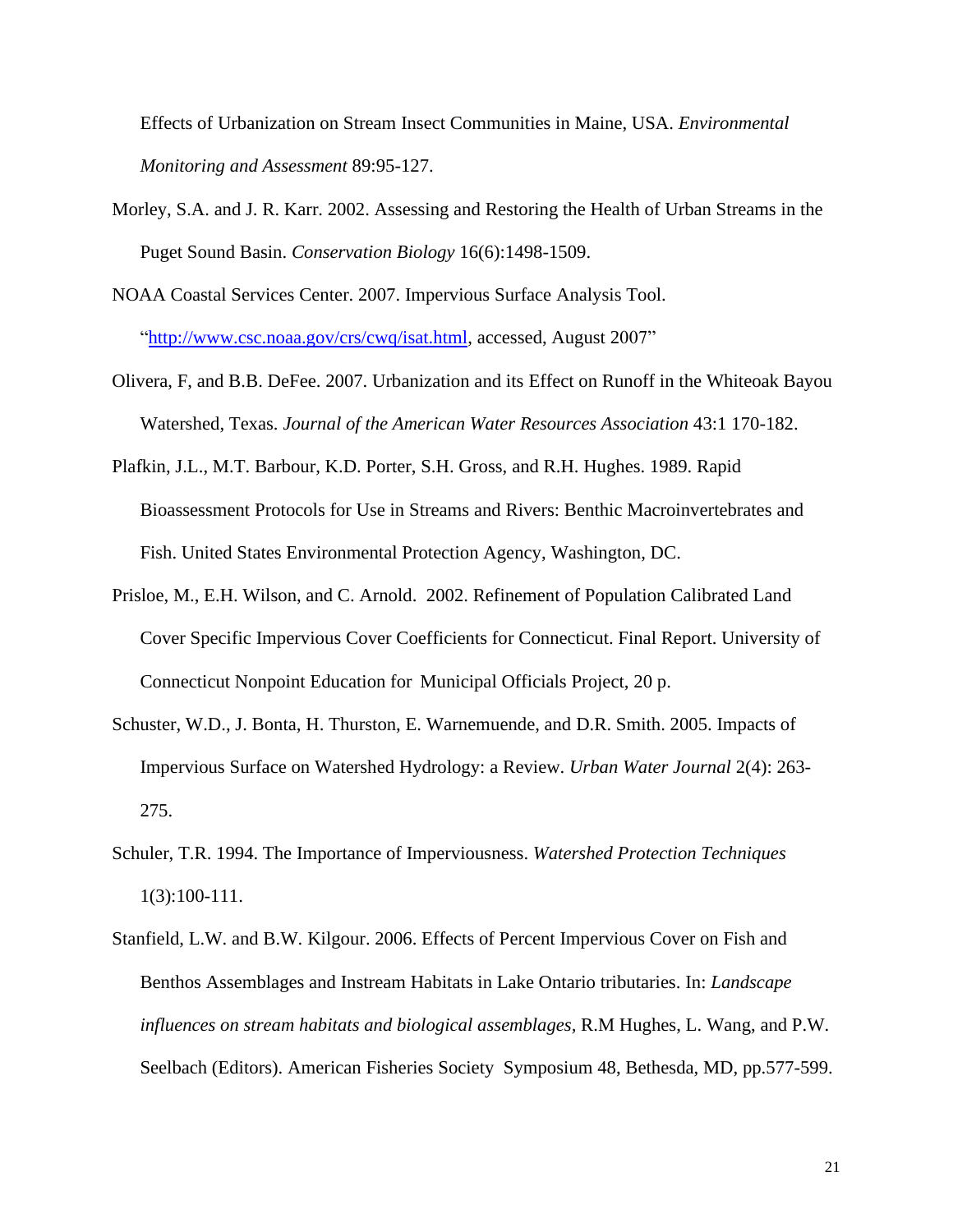Effects of Urbanization on Stream Insect Communities in Maine, USA. *Environmental Monitoring and Assessment* 89:95-127.

Morley, S.A. and J. R. Karr. 2002. Assessing and Restoring the Health of Urban Streams in the Puget Sound Basin. *Conservation Biology* 16(6):1498-1509.

NOAA Coastal Services Center. 2007. Impervious Surface Analysis Tool. "http://www.csc.noaa.gov/crs/cwq/isat.html, accessed, August 2007"

Olivera, F, and B.B. DeFee. 2007. Urbanization and its Effect on Runoff in the Whiteoak Bayou Watershed, Texas. *Journal of the American Water Resources Association* 43:1 170-182.

Plafkin, J.L., M.T. Barbour, K.D. Porter, S.H. Gross, and R.H. Hughes. 1989. Rapid Bioassessment Protocols for Use in Streams and Rivers: Benthic Macroinvertebrates and Fish. United States Environmental Protection Agency, Washington, DC.

Prisloe, M., E.H. Wilson, and C. Arnold. 2002. Refinement of Population Calibrated Land Cover Specific Impervious Cover Coefficients for Connecticut. Final Report. University of Connecticut Nonpoint Education for Municipal Officials Project, 20 p.

Schuster, W.D., J. Bonta, H. Thurston, E. Warnemuende, and D.R. Smith. 2005. Impacts of Impervious Surface on Watershed Hydrology: a Review. *Urban Water Journal* 2(4): 263-275.

Schuler, T.R. 1994. The Importance of Imperviousness. *Watershed Protection Techniques* 1(3):100-111.

Stanfield, L.W. and B.W. Kilgour. 2006. Effects of Percent Impervious Cover on Fish and Benthos Assemblages and Instream Habitats in Lake Ontario tributaries. In: *Landscape influences on stream habitats and biological assemblages*, R.M Hughes, L. Wang, and P.W. Seelbach (Editors). American Fisheries Society Symposium 48, Bethesda, MD, pp.577-599.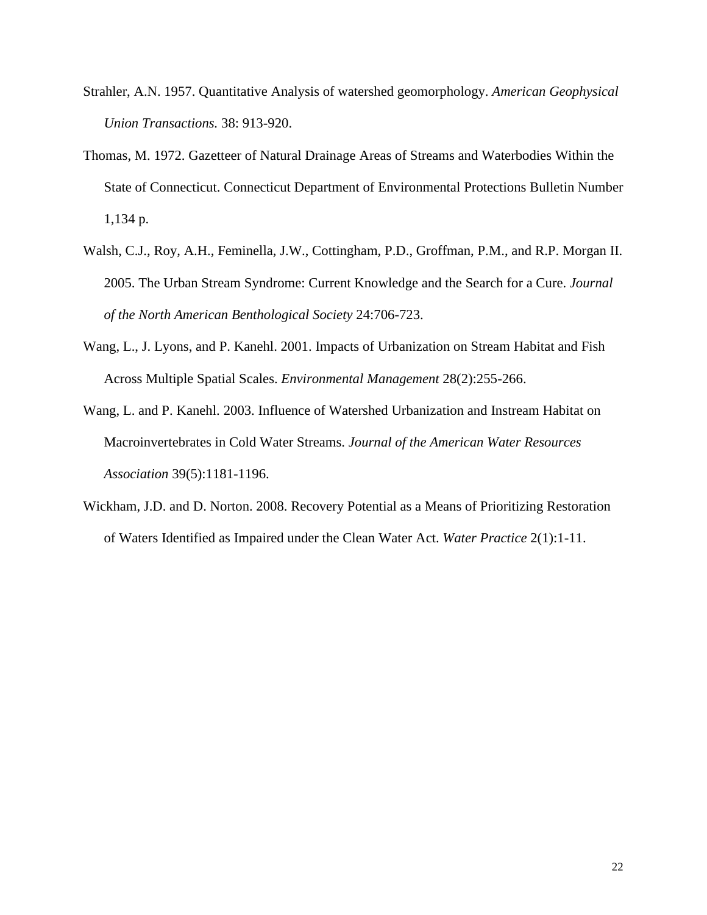Strahler, A.N. 1957. Quantitative Analysis of watershed geomorphology. *American Geophysical Union Transactions.* 38: 913-920.

Thomas, M. 1972. Gazetteer of Natural Drainage Areas of Streams and Waterbodies Within the State of Connecticut. Connecticut Department of Environmental Protections Bulletin Number 1,134 p.

Walsh, C.J., Roy, A.H., Feminella, J.W., Cottingham, P.D., Groffman, P.M., and R.P. Morgan II. 2005. The Urban Stream Syndrome: Current Knowledge and the Search for a Cure. *Journal of the North American Benthological Society* 24:706-723.

Wang, L., J. Lyons, and P. Kanehl. 2001. Impacts of Urbanization on Stream Habitat and Fish Across Multiple Spatial Scales. *Environmental Management* 28(2):255-266.

Wang, L. and P. Kanehl. 2003. Influence of Watershed Urbanization and Instream Habitat on Macroinvertebrates in Cold Water Streams. *Journal of the American Water Resources Association* 39(5):1181-1196.

Wickham, J.D. and D. Norton. 2008. Recovery Potential as a Means of Prioritizing Restoration of Waters Identified as Impaired under the Clean Water Act. *Water Practice* 2(1):1-11.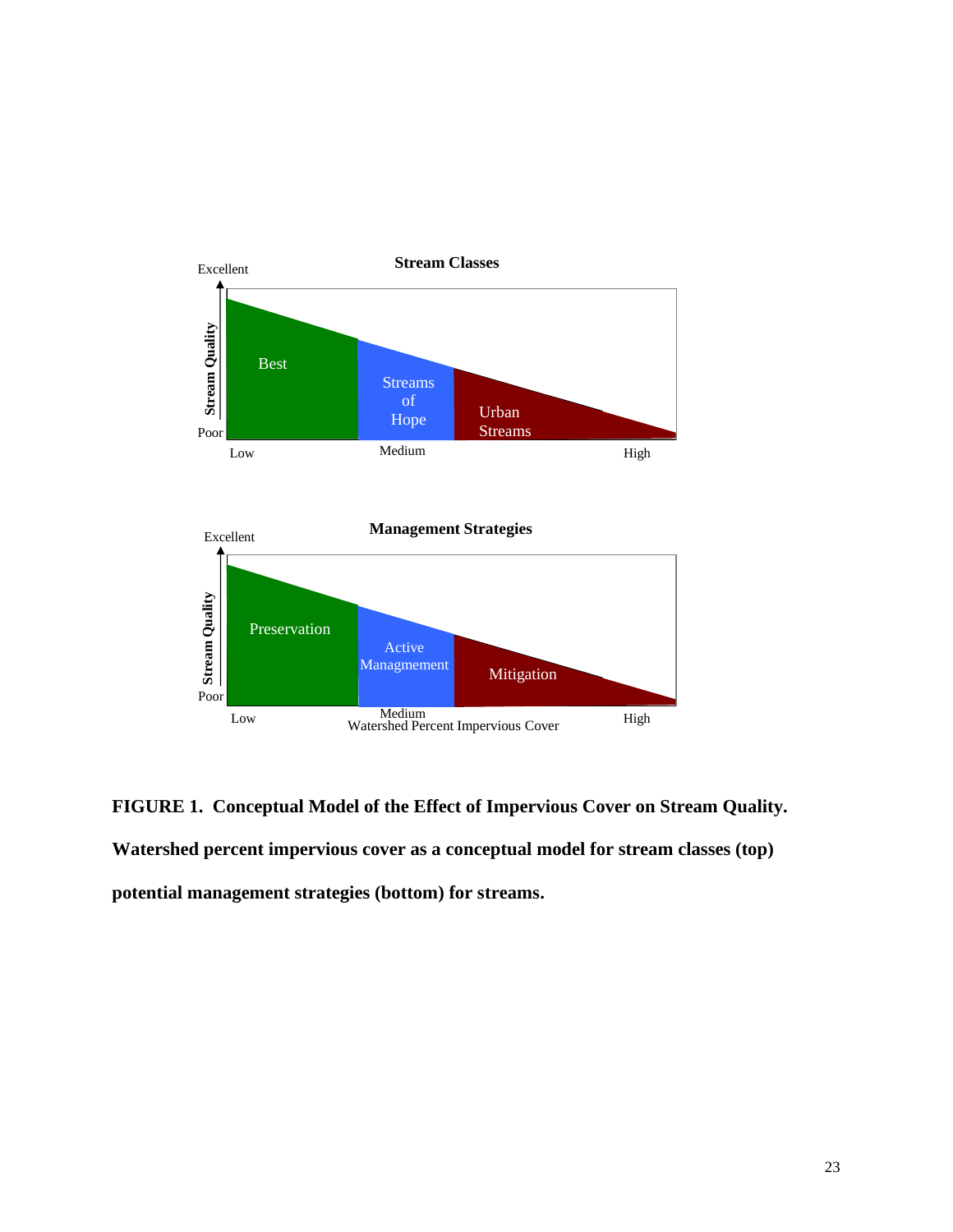**FIGURE 1. Conceptual Model of the Effect of Impervious Cover on Stream Quality. Watershed percent impervious cover as a conceptual model for stream classes (top) potential management strategies (bottom) for streams.**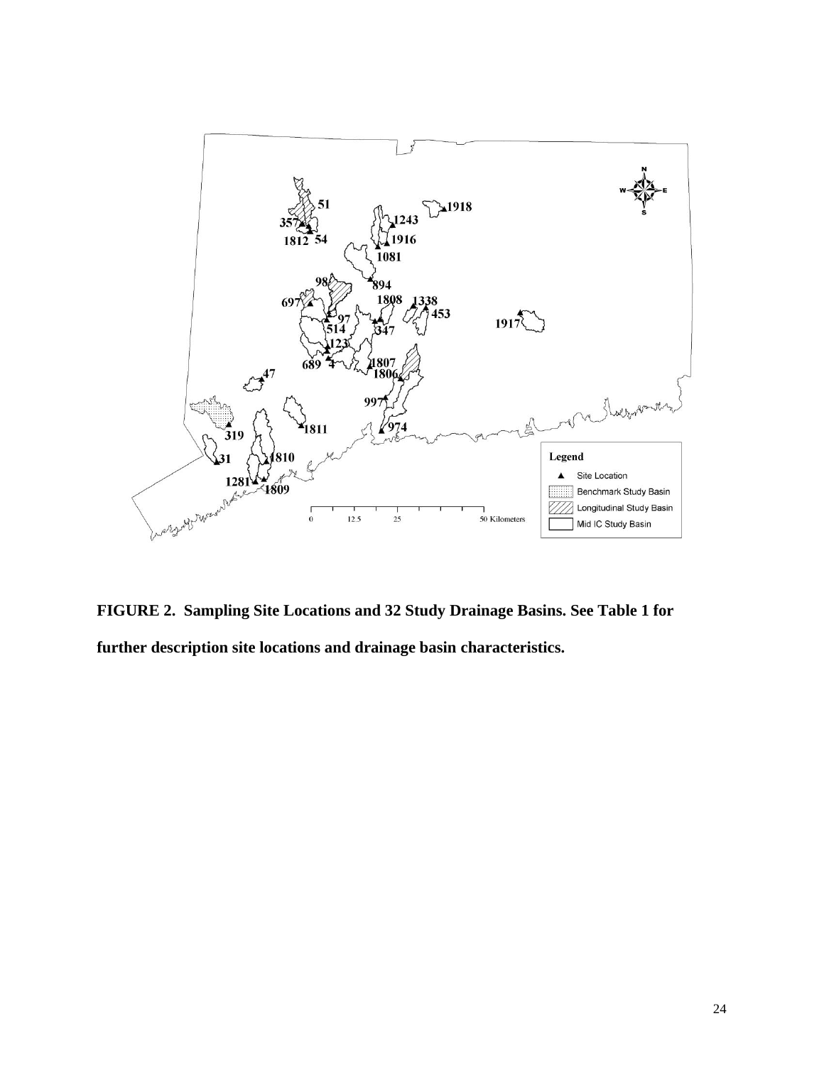**FIGURE 2. Sampling Site Locations and 32 Study Drainage Basins. See Table 1 for further description site locations and drainage basin characteristics.**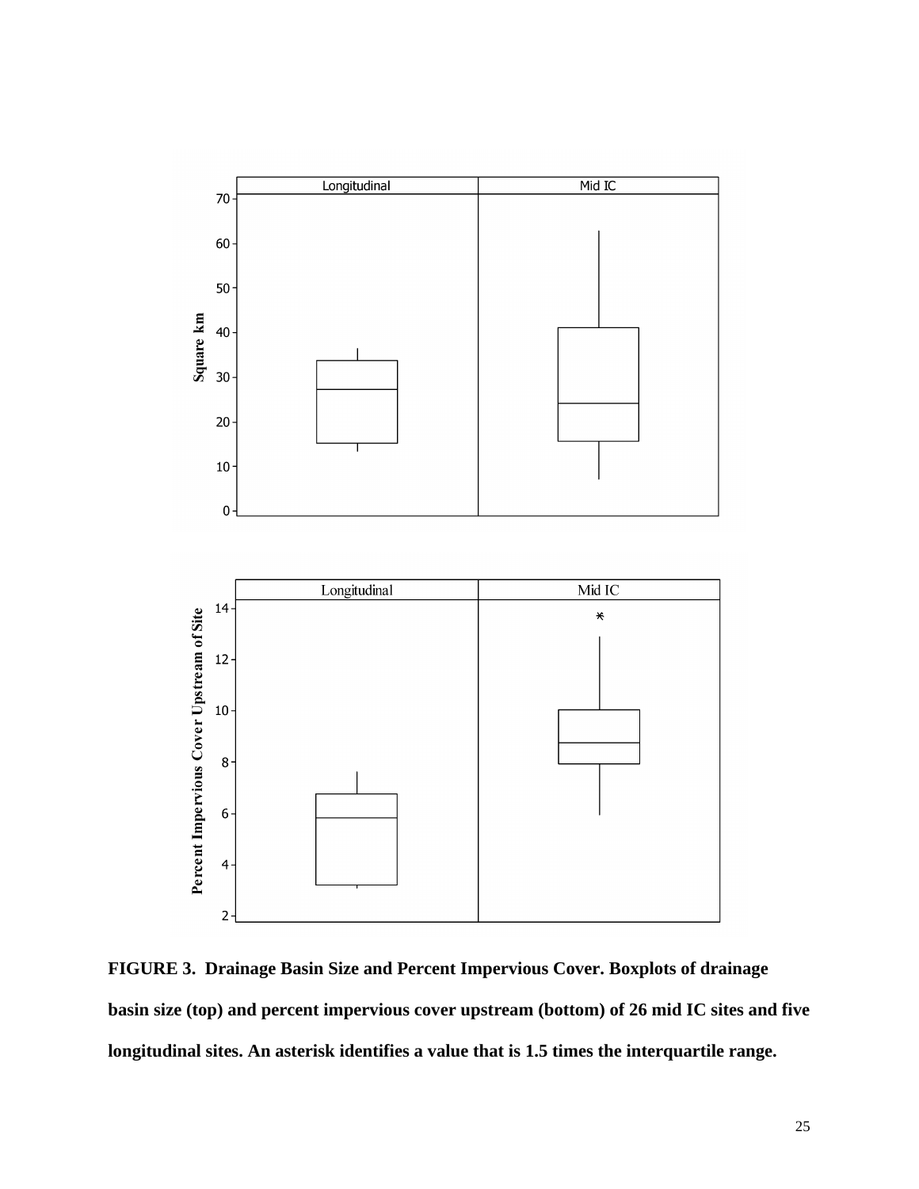**FIGURE 3. Drainage Basin Size and Percent Impervious Cover. Boxplots of drainage basin size (top) and percent impervious cover upstream (bottom) of 26 mid IC sites and five longitudinal sites. An asterisk identifies a value that is 1.5 times the interquartile range.**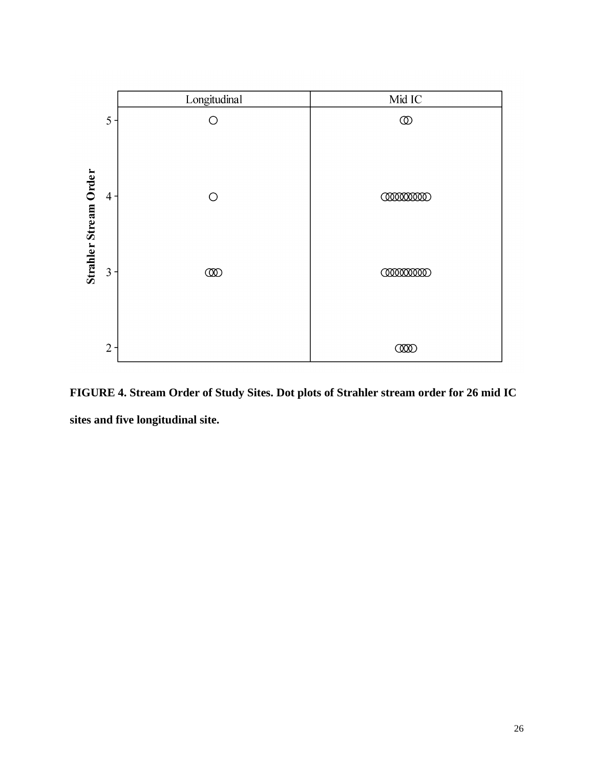**FIGURE 4. Stream Order of Study Sites. Dot plots of Strahler stream order for 26 mid IC sites and five longitudinal site.**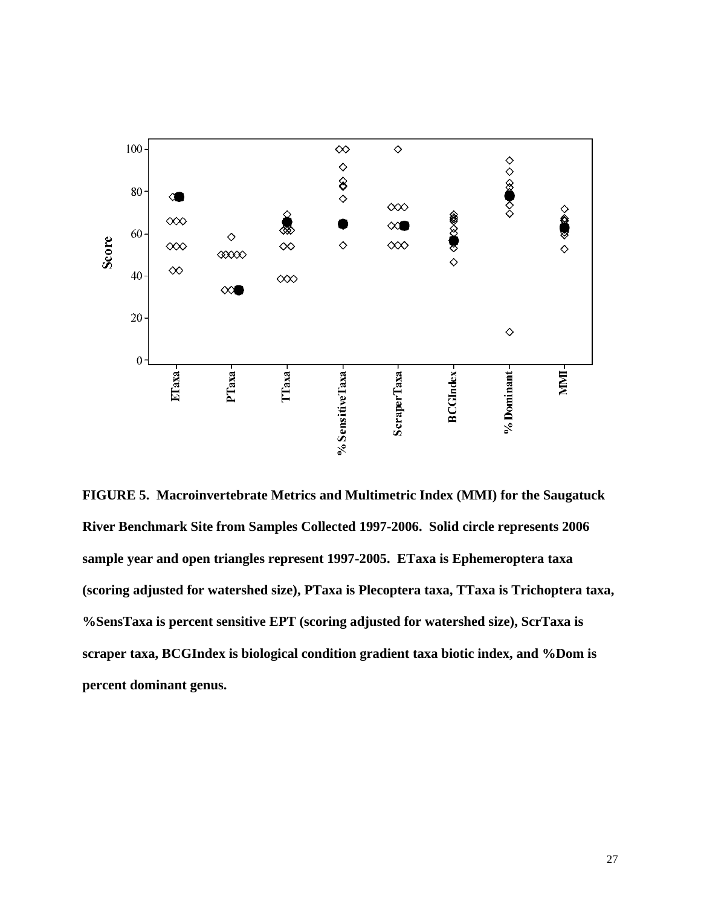**FIGURE 5. Macroinvertebrate Metrics and Multimetric Index (MMI) for the Saugatuck River Benchmark Site from Samples Collected 1997-2006. Solid circle represents 2006 sample year and open triangles represent 1997-2005. ETaxa is Ephemeroptera taxa (scoring adjusted for watershed size), PTaxa is Plecoptera taxa, TTaxa is Trichoptera taxa, %SensTaxa is percent sensitive EPT (scoring adjusted for watershed size), ScrTaxa is scraper taxa, BCGIndex is biological condition gradient taxa biotic index, and %Dom is percent dominant genus.**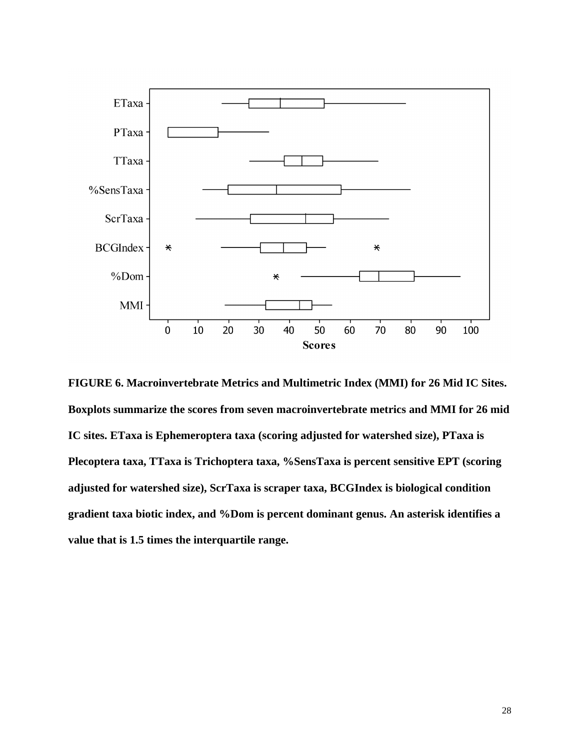**FIGURE 6. Macroinvertebrate Metrics and Multimetric Index (MMI) for 26 Mid IC Sites. Boxplots summarize the scores from seven macroinvertebrate metrics and MMI for 26 mid IC sites. ETaxa is Ephemeroptera taxa (scoring adjusted for watershed size), PTaxa is Plecoptera taxa, TTaxa is Trichoptera taxa, %SensTaxa is percent sensitive EPT (scoring adjusted for watershed size), ScrTaxa is scraper taxa, BCGIndex is biological condition gradient taxa biotic index, and %Dom is percent dominant genus. An asterisk identifies a value that is 1.5 times the interquartile range.**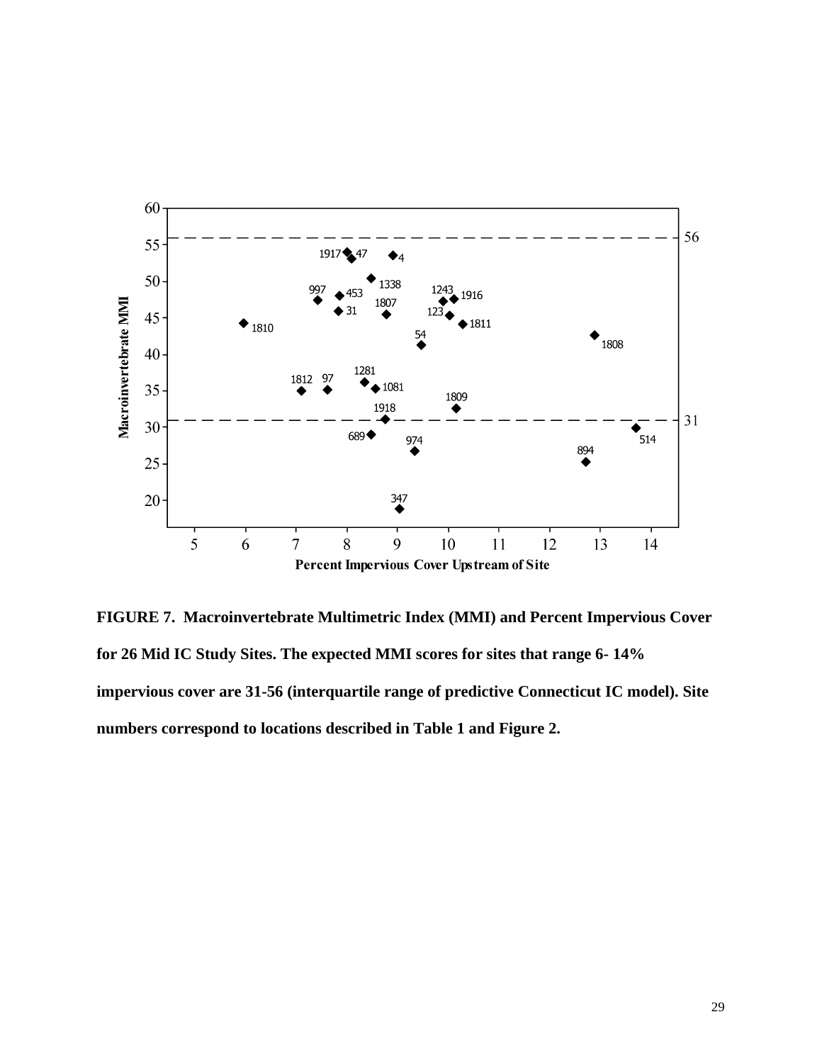**FIGURE 7. Macroinvertebrate Multimetric Index (MMI) and Percent Impervious Cover for 26 Mid IC Study Sites. The expected MMI scores for sites that range 6- 14% impervious cover are 31-56 (interquartile range of predictive Connecticut IC model). Site numbers correspond to locations described in Table 1 and Figure 2.**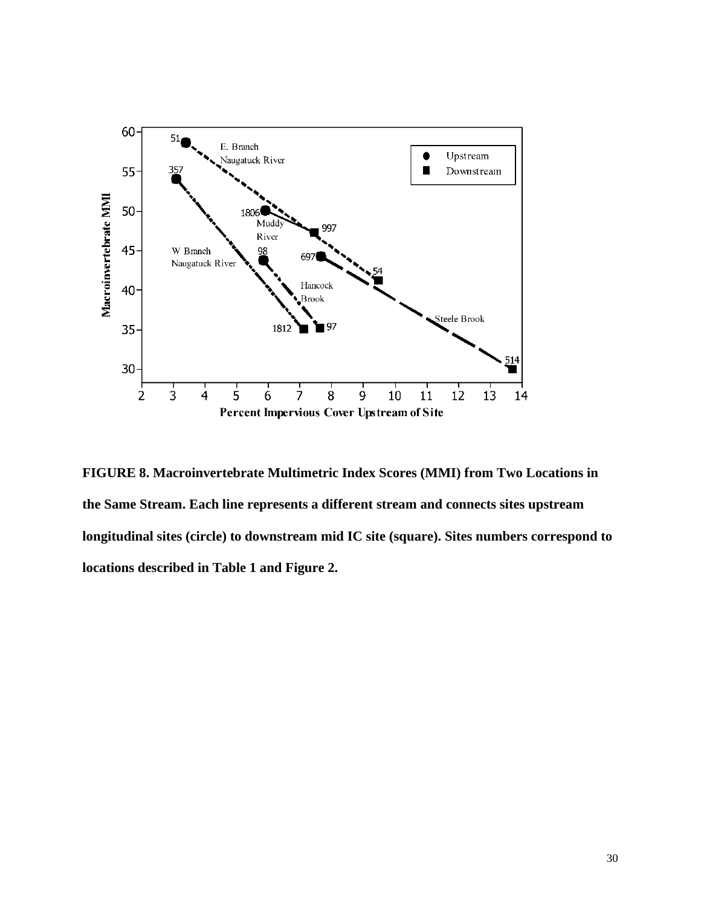**FIGURE 8. Macroinvertebrate Multimetric Index Scores (MMI) from Two Locations in the Same Stream. Each line represents a different stream and connects sites upstream longitudinal sites (circle) to downstream mid IC site (square). Sites numbers correspond to locations described in Table 1 and Figure 2.**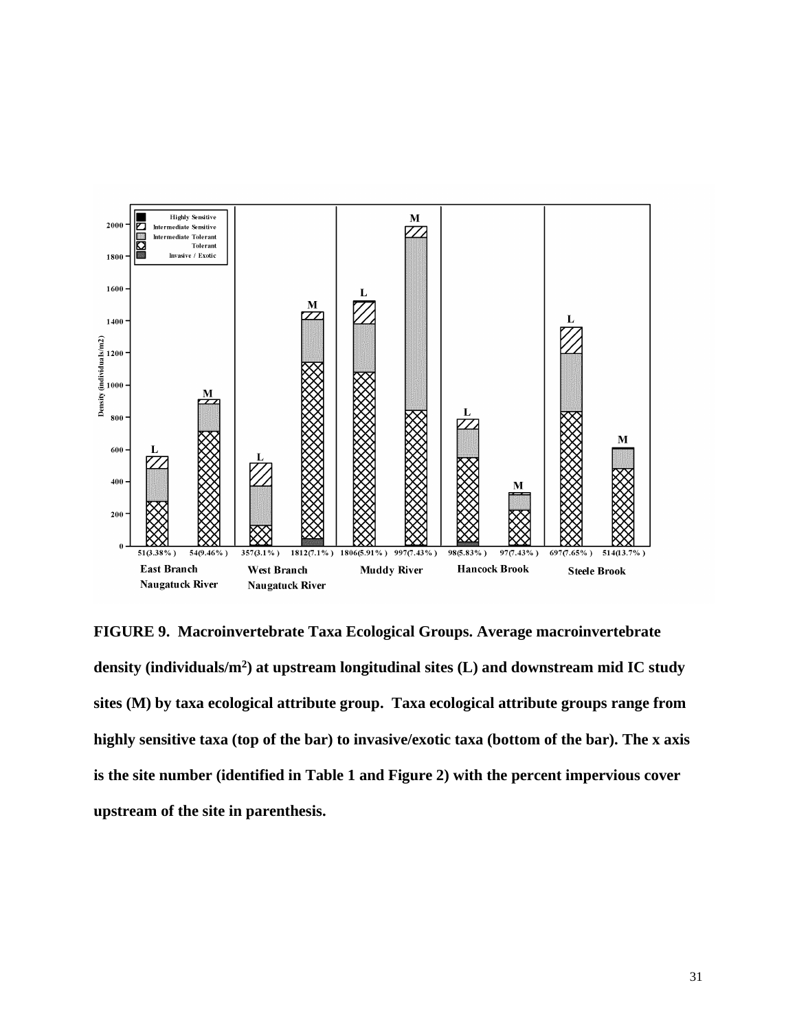**FIGURE 9. Macroinvertebrate Taxa Ecological Groups. Average macroinvertebrate density (individuals/m$^2$) at upstream longitudinal sites (L) and downstream mid IC study sites (M) by taxa ecological attribute group. Taxa ecological attribute groups range from highly sensitive taxa (top of the bar) to invasive/exotic taxa (bottom of the bar). The x axis is the site number (identified in Table 1 and Figure 2) with the percent impervious cover upstream of the site in parenthesis.**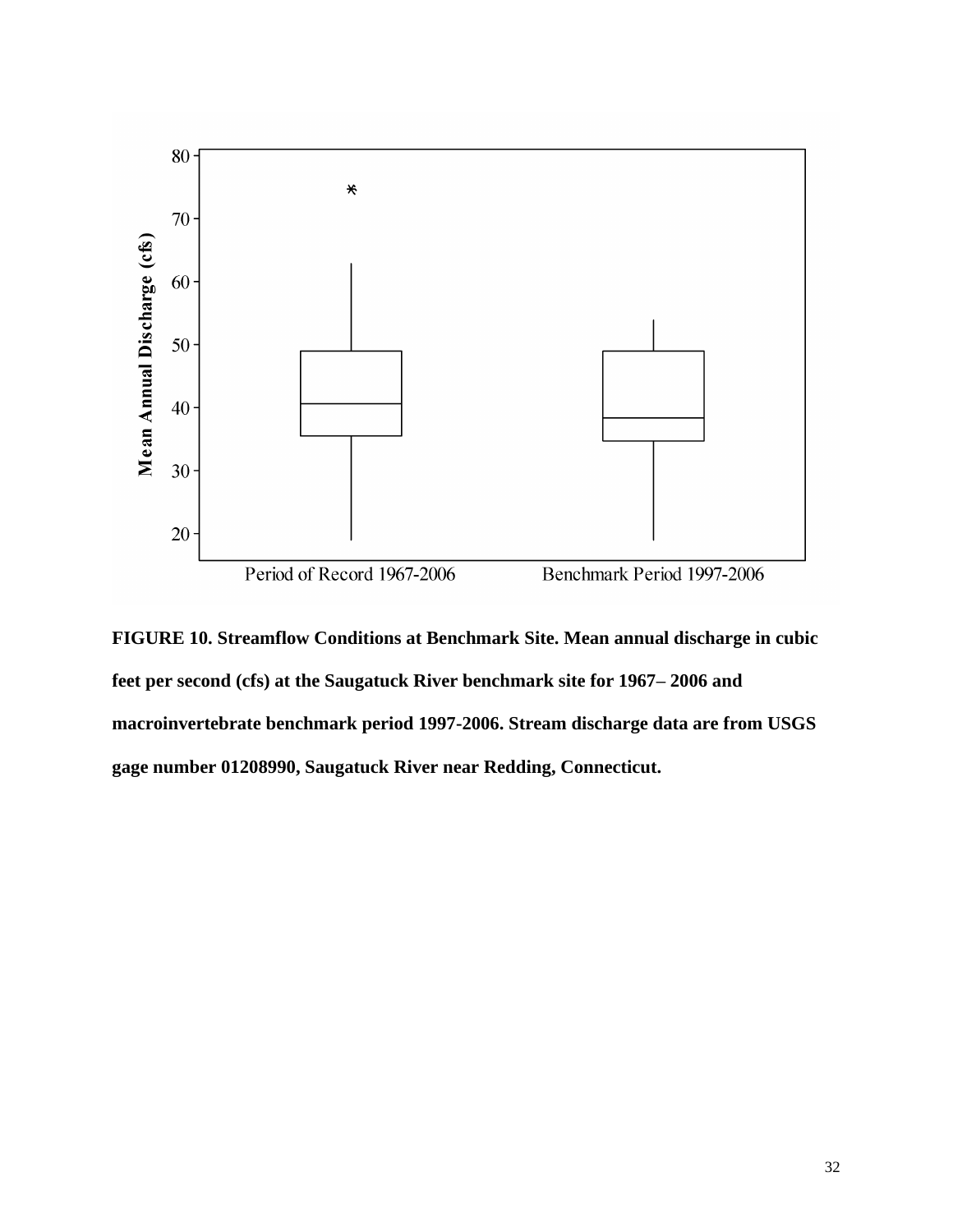**FIGURE 10. Streamflow Conditions at Benchmark Site. Mean annual discharge in cubic feet per second (cfs) at the Saugatuck River benchmark site for 1967– 2006 and macroinvertebrate benchmark period 1997-2006. Stream discharge data are from USGS gage number 01208990, Saugatuck River near Redding, Connecticut.**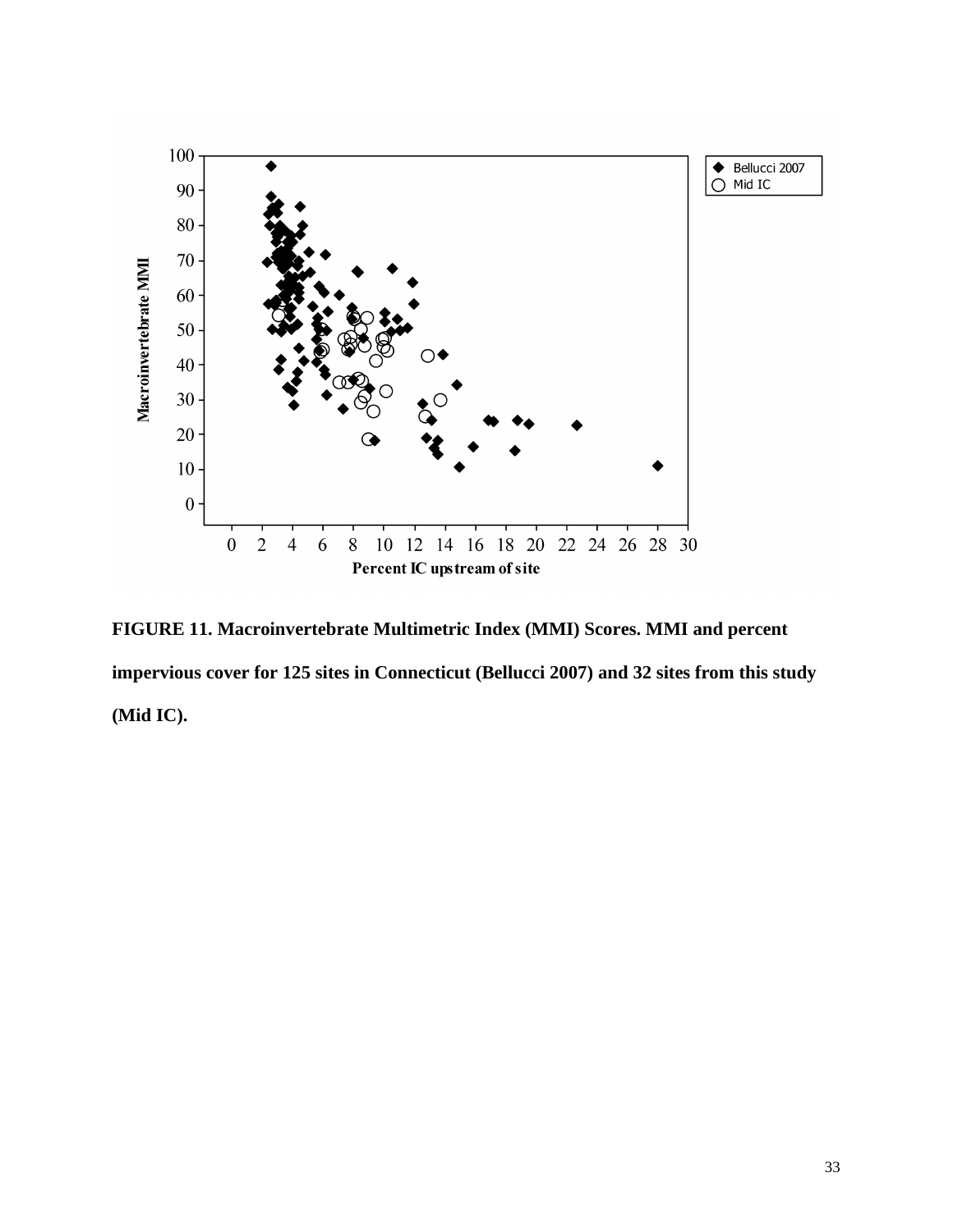**FIGURE 11. Macroinvertebrate Multimetric Index (MMI) Scores. MMI and percent impervious cover for 125 sites in Connecticut (Bellucci 2007) and 32 sites from this study (Mid IC).**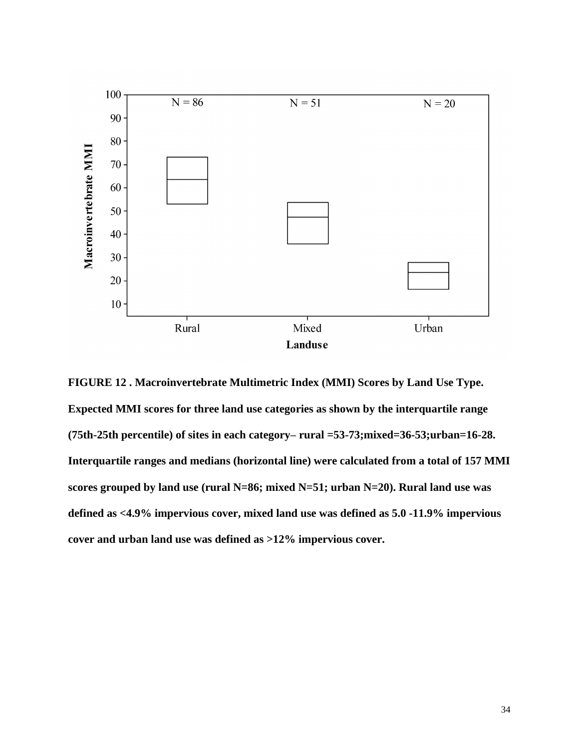**FIGURE 12 . Macroinvertebrate Multimetric Index (MMI) Scores by Land Use Type. Expected MMI scores for three land use categories as shown by the interquartile range (75th-25th percentile) of sites in each category– rural =53-73;mixed=36-53;urban=16-28. Interquartile ranges and medians (horizontal line) were calculated from a total of 157 MMI scores grouped by land use (rural N=86; mixed N=51; urban N=20). Rural land use was defined as <4.9% impervious cover, mixed land use was defined as 5.0 -11.9% impervious cover and urban land use was defined as >12% impervious cover.**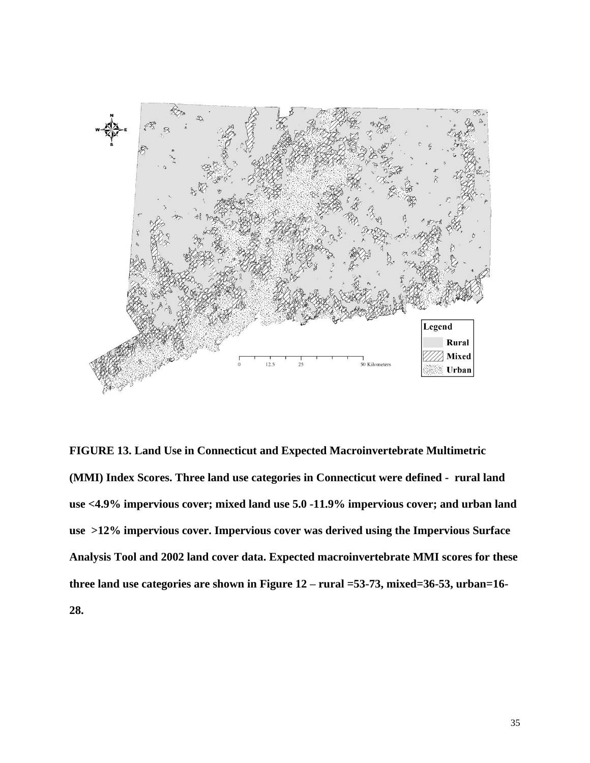**FIGURE 13. Land Use in Connecticut and Expected Macroinvertebrate Multimetric (MMI) Index Scores. Three land use categories in Connecticut were defined - rural land use <4.9% impervious cover; mixed land use 5.0 -11.9% impervious cover; and urban land use >12% impervious cover. Impervious cover was derived using the Impervious Surface Analysis Tool and 2002 land cover data. Expected macroinvertebrate MMI scores for these three land use categories are shown in Figure 12 – rural =53-73, mixed=36-53, urban=16-28.**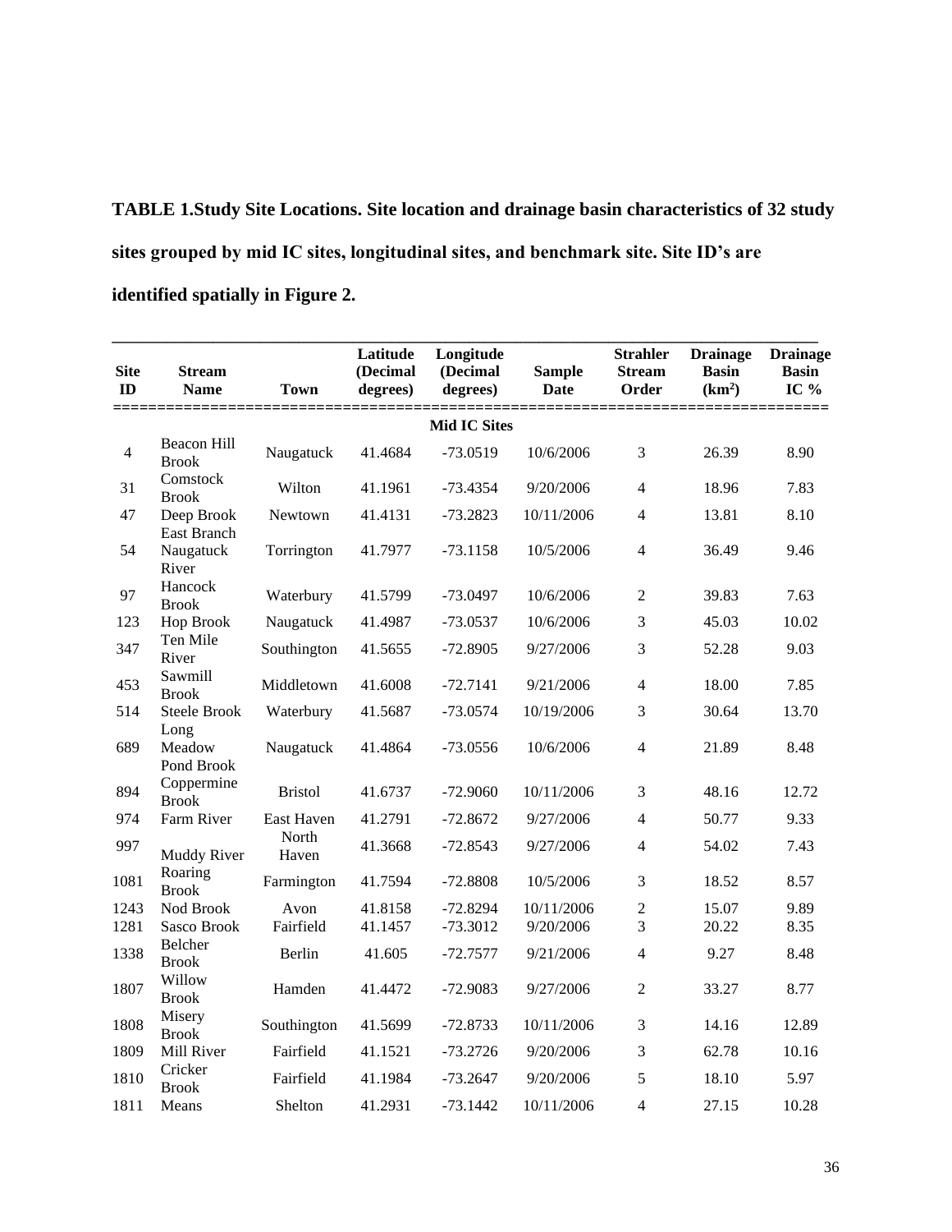**TABLE 1.Study Site Locations. Site location and drainage basin characteristics of 32 study sites grouped by mid IC sites, longitudinal sites, and benchmark site. Site ID's are identified spatially in Figure 2.**

| Site ID | Stream Name | Town | Latitude (Decimal degrees) | Longitude (Decimal degrees) | Sample Date | Strahler Stream Order | Drainage Basin (km$^2$) | Drainage Basin IC % |
|---|---|---|---|---|---|---|---|---|
| | | | | **Mid IC Sites** | | | | |
| 4 | Beacon Hill Brook | Naugatuck | 41.4684 | -73.0519 | 10/6/2006 | 3 | 26.39 | 8.90 |
| 31 | Comstock Brook | Wilton | 41.1961 | -73.4354 | 9/20/2006 | 4 | 18.96 | 7.83 |
| 47 | Deep Brook | Newtown | 41.4131 | -73.2823 | 10/11/2006 | 4 | 13.81 | 8.10 |
| 54 | East Branch Naugatuck River | Torrington | 41.7977 | -73.1158 | 10/5/2006 | 4 | 36.49 | 9.46 |
| 97 | Hancock Brook | Waterbury | 41.5799 | -73.0497 | 10/6/2006 | 2 | 39.83 | 7.63 |
| 123 | Hop Brook | Naugatuck | 41.4987 | -73.0537 | 10/6/2006 | 3 | 45.03 | 10.02 |
| 347 | Ten Mile River | Southington | 41.5655 | -72.8905 | 9/27/2006 | 3 | 52.28 | 9.03 |
| 453 | Sawmill Brook | Middletown | 41.6008 | -72.7141 | 9/21/2006 | 4 | 18.00 | 7.85 |
| 514 | Steele Brook | Waterbury | 41.5687 | -73.0574 | 10/19/2006 | 3 | 30.64 | 13.70 |
| 689 | Long Meadow Pond Brook | Naugatuck | 41.4864 | -73.0556 | 10/6/2006 | 4 | 21.89 | 8.48 |
| 894 | Coppermine Brook | Bristol | 41.6737 | -72.9060 | 10/11/2006 | 3 | 48.16 | 12.72 |
| 974 | Farm River | East Haven | 41.2791 | -72.8672 | 9/27/2006 | 4 | 50.77 | 9.33 |
| 997 | Muddy River | North Haven | 41.3668 | -72.8543 | 9/27/2006 | 4 | 54.02 | 7.43 |
| 1081 | Roaring Brook | Farmington | 41.7594 | -72.8808 | 10/5/2006 | 3 | 18.52 | 8.57 |
| 1243 | Nod Brook | Avon | 41.8158 | -72.8294 | 10/11/2006 | 2 | 15.07 | 9.89 |
| 1281 | Sasco Brook | Fairfield | 41.1457 | -73.3012 | 9/20/2006 | 3 | 20.22 | 8.35 |
| 1338 | Belcher Brook | Berlin | 41.605 | -72.7577 | 9/21/2006 | 4 | 9.27 | 8.48 |
| 1807 | Willow Brook | Hamden | 41.4472 | -72.9083 | 9/27/2006 | 2 | 33.27 | 8.77 |
| 1808 | Misery Brook | Southington | 41.5699 | -72.8733 | 10/11/2006 | 3 | 14.16 | 12.89 |
| 1809 | Mill River | Fairfield | 41.1521 | -73.2726 | 9/20/2006 | 3 | 62.78 | 10.16 |
| 1810 | Cricker Brook | Fairfield | 41.1984 | -73.2647 | 9/20/2006 | 5 | 18.10 | 5.97 |
| 1811 | Means | Shelton | 41.2931 | -73.1442 | 10/11/2006 | 4 | 27.15 | 10.28 |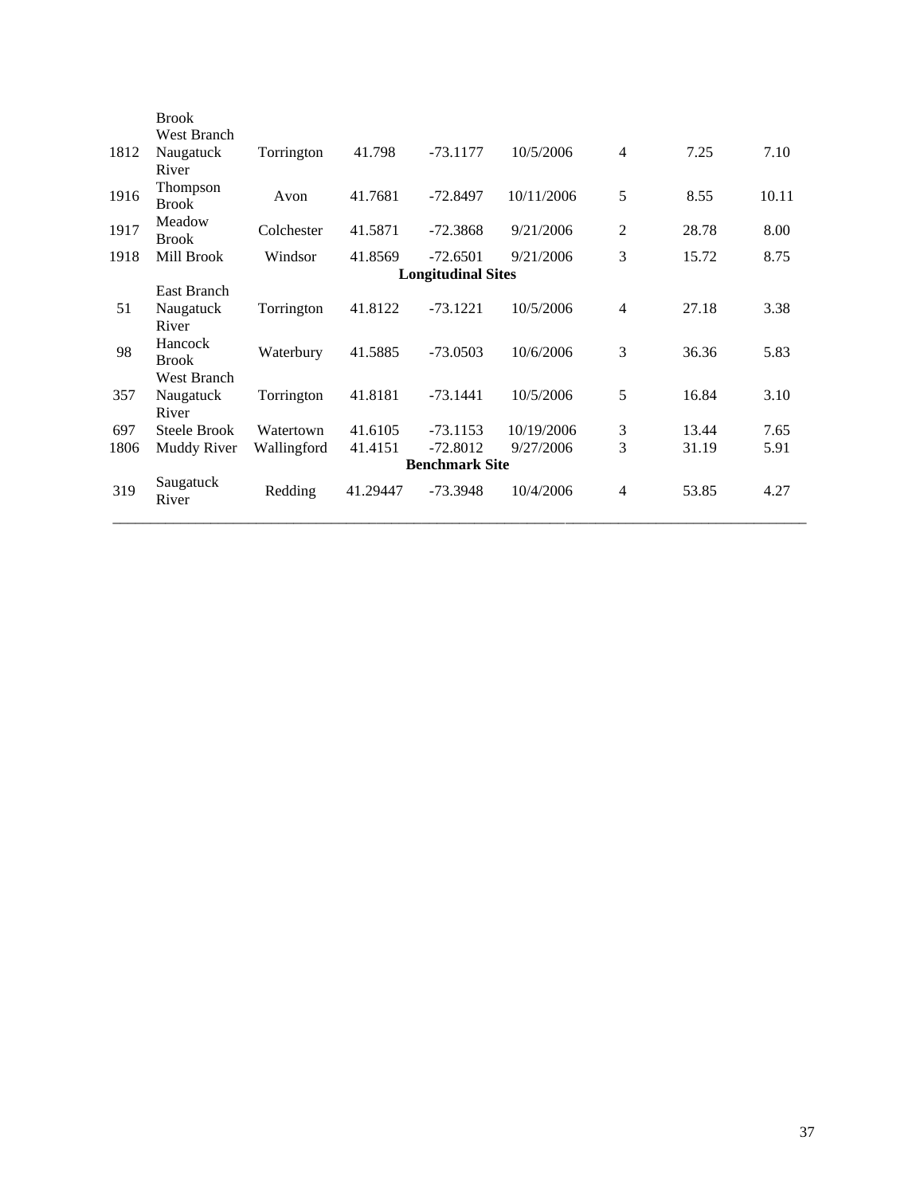|  |  |  |  |  |  |  |  |  |
|---|---|---|---|---|---|---|---|---|
|  | Brook |  |  |  |  |  |  |  |
| 1812 | West Branch Naugatuck River | Torrington | 41.798 | -73.1177 | 10/5/2006 | 4 | 7.25 | 7.10 |
| 1916 | Thompson Brook | Avon | 41.7681 | -72.8497 | 10/11/2006 | 5 | 8.55 | 10.11 |
| 1917 | Meadow Brook | Colchester | 41.5871 | -72.3868 | 9/21/2006 | 2 | 28.78 | 8.00 |
| 1918 | Mill Brook | Windsor | 41.8569 | -72.6501 | 9/21/2006 | 3 | 15.72 | 8.75 |
|  |  |  |  | **Longitudinal Sites** |  |  |  |  |
| 51 | East Branch Naugatuck River | Torrington | 41.8122 | -73.1221 | 10/5/2006 | 4 | 27.18 | 3.38 |
| 98 | Hancock Brook | Waterbury | 41.5885 | -73.0503 | 10/6/2006 | 3 | 36.36 | 5.83 |
| 357 | West Branch Naugatuck River | Torrington | 41.8181 | -73.1441 | 10/5/2006 | 5 | 16.84 | 3.10 |
| 697 | Steele Brook | Watertown | 41.6105 | -73.1153 | 10/19/2006 | 3 | 13.44 | 7.65 |
| 1806 | Muddy River | Wallingford | 41.4151 | -72.8012 | 9/27/2006 | 3 | 31.19 | 5.91 |
|  |  |  |  | **Benchmark Site** |  |  |  |  |
| 319 | Saugatuck River | Redding | 41.29447 | -73.3948 | 10/4/2006 | 4 | 53.85 | 4.27 |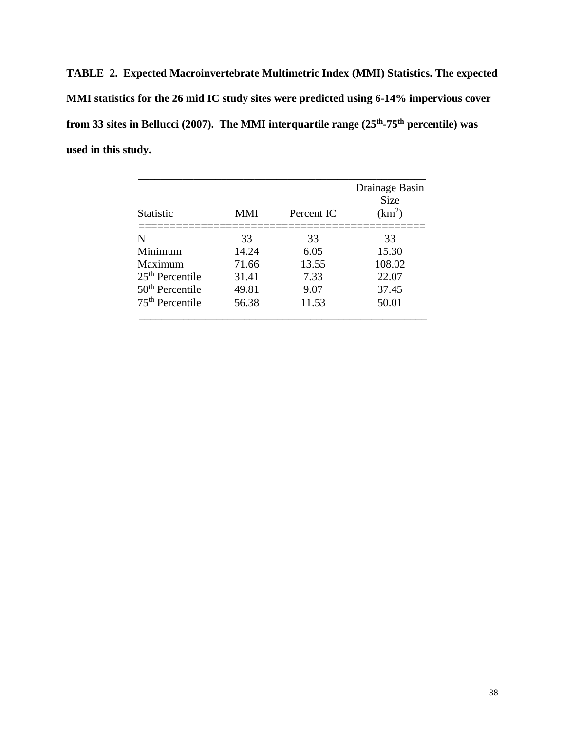**TABLE 2. Expected Macroinvertebrate Multimetric Index (MMI) Statistics. The expected MMI statistics for the 26 mid IC study sites were predicted using 6-14% impervious cover from 33 sites in Bellucci (2007). The MMI interquartile range (25th-75th percentile) was used in this study.**

| Statistic | MMI | Percent IC | Drainage Basin Size ($km^2$) |
|---|---|---|---|
| N | 33 | 33 | 33 |
| Minimum | 14.24 | 6.05 | 15.30 |
| Maximum | 71.66 | 13.55 | 108.02 |
| 25th Percentile | 31.41 | 7.33 | 22.07 |
| 50th Percentile | 49.81 | 9.07 | 37.45 |
| 75th Percentile | 56.38 | 11.53 | 50.01 |